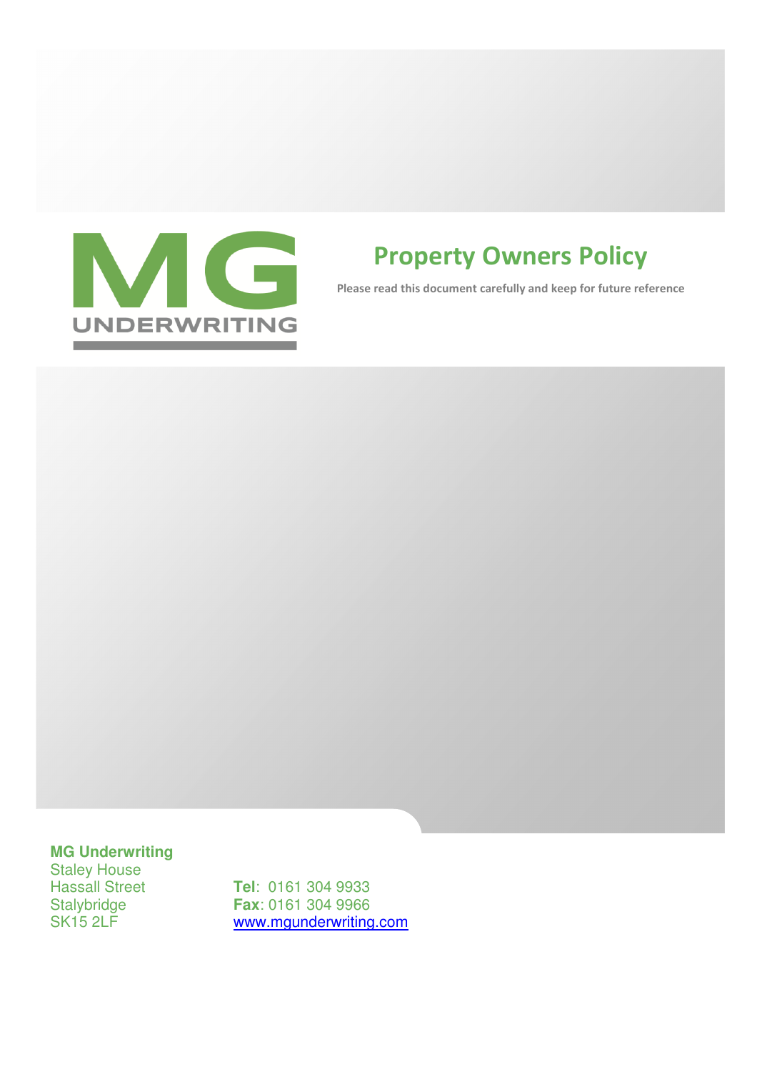MG UNDERWRITING

# Property Owners Policy

**Please read this document carefully and keep for future reference**

**MG Underwriting**
Staley House
Hassall Street
Stalybridge
SK15 2LF

**Tel**: 0161 304 9933
**Fax**: 0161 304 9966
www.mgunderwriting.com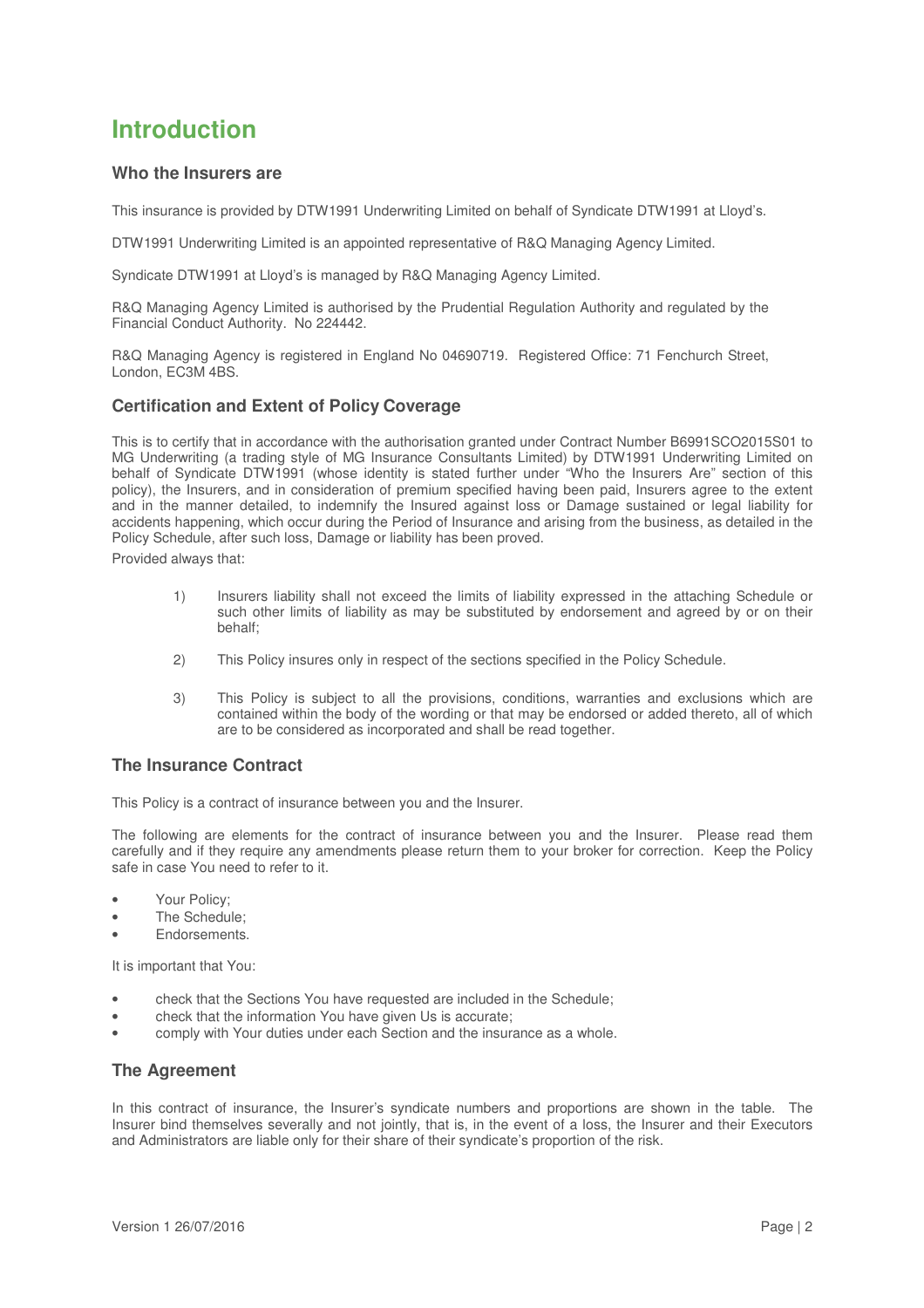# Introduction

### Who the Insurers are

This insurance is provided by DTW1991 Underwriting Limited on behalf of Syndicate DTW1991 at Lloyd's.

DTW1991 Underwriting Limited is an appointed representative of R&Q Managing Agency Limited.

Syndicate DTW1991 at Lloyd's is managed by R&Q Managing Agency Limited.

R&Q Managing Agency Limited is authorised by the Prudential Regulation Authority and regulated by the Financial Conduct Authority. No 224442.

R&Q Managing Agency is registered in England No 04690719. Registered Office: 71 Fenchurch Street, London, EC3M 4BS.

### Certification and Extent of Policy Coverage

This is to certify that in accordance with the authorisation granted under Contract Number B6991SCO2015S01 to MG Underwriting (a trading style of MG Insurance Consultants Limited) by DTW1991 Underwriting Limited on behalf of Syndicate DTW1991 (whose identity is stated further under "Who the Insurers Are" section of this policy), the Insurers, and in consideration of premium specified having been paid, Insurers agree to the extent and in the manner detailed, to indemnify the Insured against loss or Damage sustained or legal liability for accidents happening, which occur during the Period of Insurance and arising from the business, as detailed in the Policy Schedule, after such loss, Damage or liability has been proved.

Provided always that:

1) Insurers liability shall not exceed the limits of liability expressed in the attaching Schedule or such other limits of liability as may be substituted by endorsement and agreed by or on their behalf;

2) This Policy insures only in respect of the sections specified in the Policy Schedule.

3) This Policy is subject to all the provisions, conditions, warranties and exclusions which are contained within the body of the wording or that may be endorsed or added thereto, all of which are to be considered as incorporated and shall be read together.

### The Insurance Contract

This Policy is a contract of insurance between you and the Insurer.

The following are elements for the contract of insurance between you and the Insurer. Please read them carefully and if they require any amendments please return them to your broker for correction. Keep the Policy safe in case You need to refer to it.

- Your Policy;
- The Schedule;
- Endorsements.

It is important that You:

- check that the Sections You have requested are included in the Schedule;
- check that the information You have given Us is accurate;
- comply with Your duties under each Section and the insurance as a whole.

### The Agreement

In this contract of insurance, the Insurer's syndicate numbers and proportions are shown in the table. The Insurer bind themselves severally and not jointly, that is, in the event of a loss, the Insurer and their Executors and Administrators are liable only for their share of their syndicate's proportion of the risk.

Version 1 26/07/2016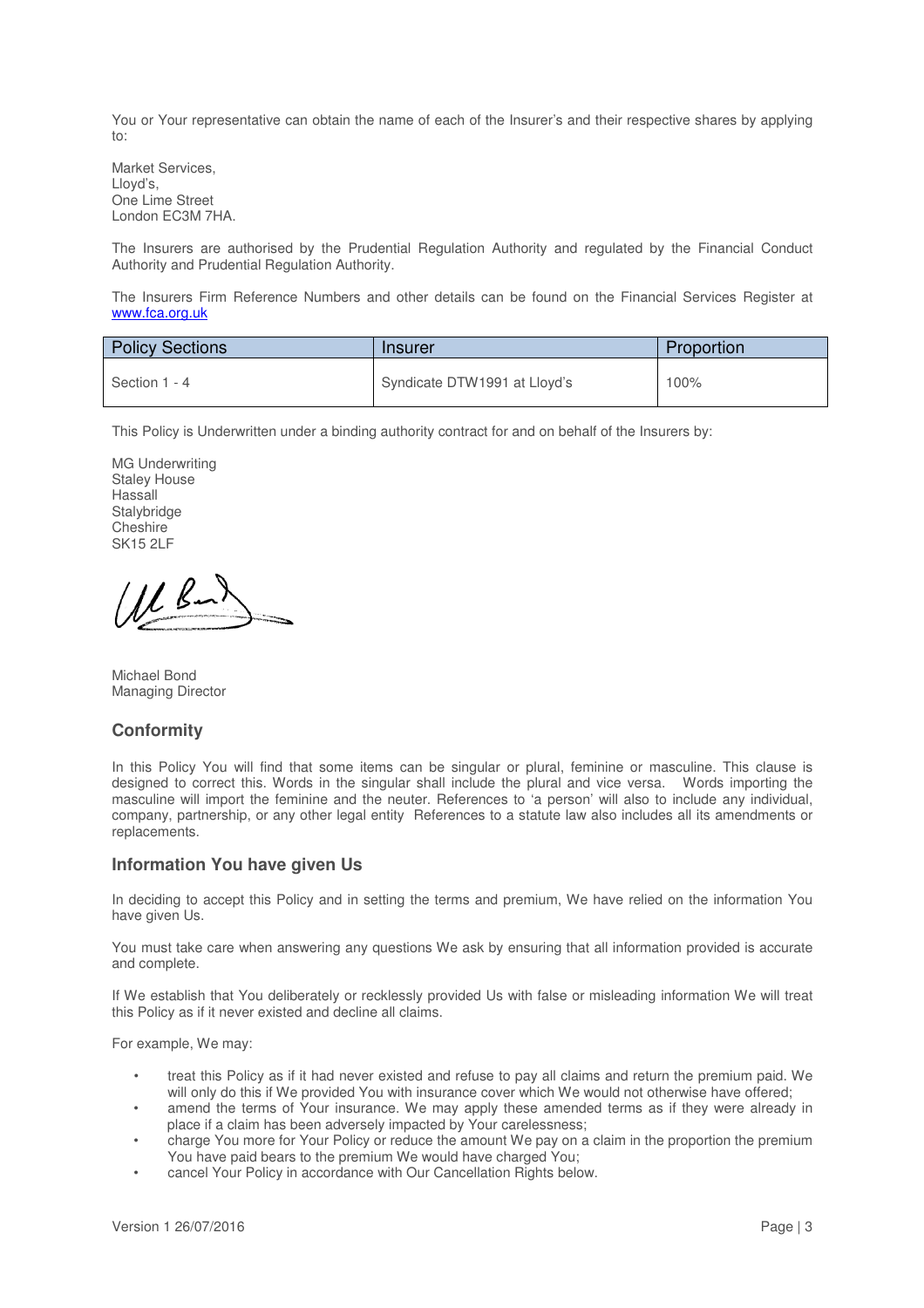You or Your representative can obtain the name of each of the Insurer's and their respective shares by applying to:

Market Services,
Lloyd's,
One Lime Street
London EC3M 7HA.

The Insurers are authorised by the Prudential Regulation Authority and regulated by the Financial Conduct Authority and Prudential Regulation Authority.

The Insurers Firm Reference Numbers and other details can be found on the Financial Services Register at www.fca.org.uk

| Policy Sections | Insurer | Proportion |
|---|---|---|
| Section 1 - 4 | Syndicate DTW1991 at Lloyd's | 100% |

This Policy is Underwritten under a binding authority contract for and on behalf of the Insurers by:

MG Underwriting
Staley House
Hassall
Stalybridge
Cheshire
SK15 2LF

Michael Bond
Managing Director

## Conformity

In this Policy You will find that some items can be singular or plural, feminine or masculine. This clause is designed to correct this. Words in the singular shall include the plural and vice versa. Words importing the masculine will import the feminine and the neuter. References to 'a person' will also to include any individual, company, partnership, or any other legal entity References to a statute law also includes all its amendments or replacements.

## Information You have given Us

In deciding to accept this Policy and in setting the terms and premium, We have relied on the information You have given Us.

You must take care when answering any questions We ask by ensuring that all information provided is accurate and complete.

If We establish that You deliberately or recklessly provided Us with false or misleading information We will treat this Policy as if it never existed and decline all claims.

For example, We may:

- treat this Policy as if it had never existed and refuse to pay all claims and return the premium paid. We will only do this if We provided You with insurance cover which We would not otherwise have offered;
- amend the terms of Your insurance. We may apply these amended terms as if they were already in place if a claim has been adversely impacted by Your carelessness;
- charge You more for Your Policy or reduce the amount We pay on a claim in the proportion the premium You have paid bears to the premium We would have charged You;
- cancel Your Policy in accordance with Our Cancellation Rights below.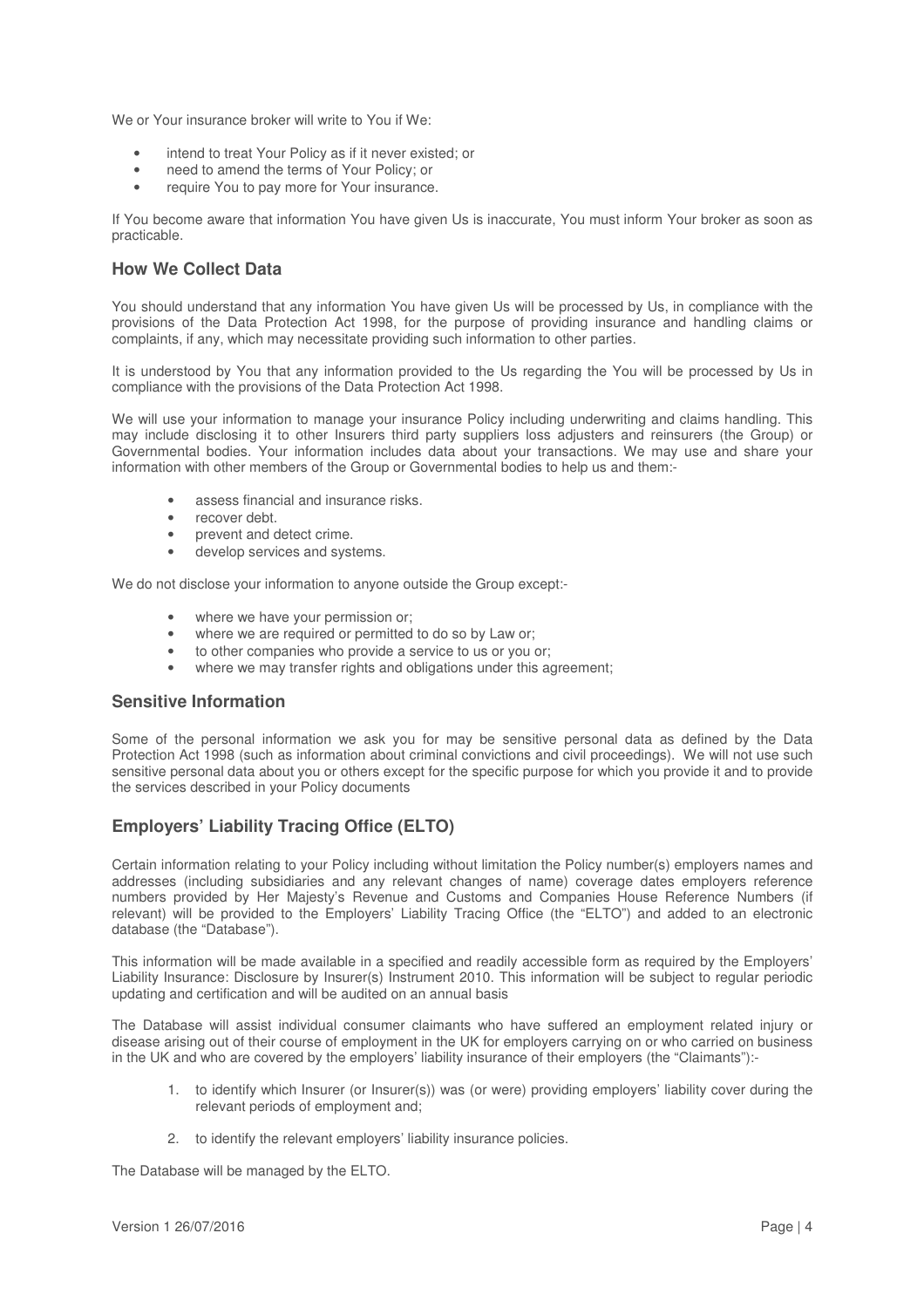We or Your insurance broker will write to You if We:

- intend to treat Your Policy as if it never existed; or
- need to amend the terms of Your Policy; or
- require You to pay more for Your insurance.

If You become aware that information You have given Us is inaccurate, You must inform Your broker as soon as practicable.

## How We Collect Data

You should understand that any information You have given Us will be processed by Us, in compliance with the provisions of the Data Protection Act 1998, for the purpose of providing insurance and handling claims or complaints, if any, which may necessitate providing such information to other parties.

It is understood by You that any information provided to the Us regarding the You will be processed by Us in compliance with the provisions of the Data Protection Act 1998.

We will use your information to manage your insurance Policy including underwriting and claims handling. This may include disclosing it to other Insurers third party suppliers loss adjusters and reinsurers (the Group) or Governmental bodies. Your information includes data about your transactions. We may use and share your information with other members of the Group or Governmental bodies to help us and them:-

- assess financial and insurance risks.
- recover debt.
- prevent and detect crime.
- develop services and systems.

We do not disclose your information to anyone outside the Group except:-

- where we have your permission or;
- where we are required or permitted to do so by Law or;
- to other companies who provide a service to us or you or;
- where we may transfer rights and obligations under this agreement;

## Sensitive Information

Some of the personal information we ask you for may be sensitive personal data as defined by the Data Protection Act 1998 (such as information about criminal convictions and civil proceedings). We will not use such sensitive personal data about you or others except for the specific purpose for which you provide it and to provide the services described in your Policy documents

## Employers' Liability Tracing Office (ELTO)

Certain information relating to your Policy including without limitation the Policy number(s) employers names and addresses (including subsidiaries and any relevant changes of name) coverage dates employers reference numbers provided by Her Majesty's Revenue and Customs and Companies House Reference Numbers (if relevant) will be provided to the Employers' Liability Tracing Office (the "ELTO") and added to an electronic database (the "Database").

This information will be made available in a specified and readily accessible form as required by the Employers' Liability Insurance: Disclosure by Insurer(s) Instrument 2010. This information will be subject to regular periodic updating and certification and will be audited on an annual basis

The Database will assist individual consumer claimants who have suffered an employment related injury or disease arising out of their course of employment in the UK for employers carrying on or who carried on business in the UK and who are covered by the employers' liability insurance of their employers (the "Claimants"):-

1. to identify which Insurer (or Insurer(s)) was (or were) providing employers' liability cover during the relevant periods of employment and;
2. to identify the relevant employers' liability insurance policies.

The Database will be managed by the ELTO.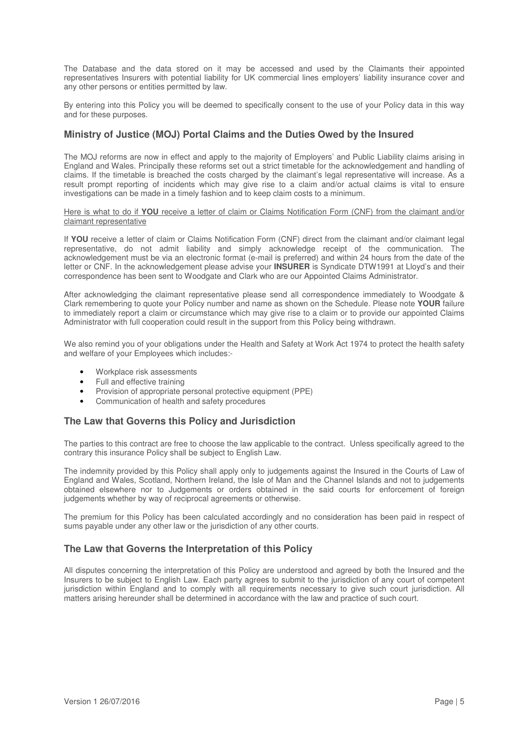The Database and the data stored on it may be accessed and used by the Claimants their appointed representatives Insurers with potential liability for UK commercial lines employers' liability insurance cover and any other persons or entities permitted by law.

By entering into this Policy you will be deemed to specifically consent to the use of your Policy data in this way and for these purposes.

## Ministry of Justice (MOJ) Portal Claims and the Duties Owed by the Insured

The MOJ reforms are now in effect and apply to the majority of Employers' and Public Liability claims arising in England and Wales. Principally these reforms set out a strict timetable for the acknowledgement and handling of claims. If the timetable is breached the costs charged by the claimant's legal representative will increase. As a result prompt reporting of incidents which may give rise to a claim and/or actual claims is vital to ensure investigations can be made in a timely fashion and to keep claim costs to a minimum.

Here is what to do if **YOU** receive a letter of claim or Claims Notification Form (CNF) from the claimant and/or claimant representative

If **YOU** receive a letter of claim or Claims Notification Form (CNF) direct from the claimant and/or claimant legal representative, do not admit liability and simply acknowledge receipt of the communication. The acknowledgement must be via an electronic format (e-mail is preferred) and within 24 hours from the date of the letter or CNF. In the acknowledgement please advise your **INSURER** is Syndicate DTW1991 at Lloyd's and their correspondence has been sent to Woodgate and Clark who are our Appointed Claims Administrator.

After acknowledging the claimant representative please send all correspondence immediately to Woodgate & Clark remembering to quote your Policy number and name as shown on the Schedule. Please note **YOUR** failure to immediately report a claim or circumstance which may give rise to a claim or to provide our appointed Claims Administrator with full cooperation could result in the support from this Policy being withdrawn.

We also remind you of your obligations under the Health and Safety at Work Act 1974 to protect the health safety and welfare of your Employees which includes:-

- Workplace risk assessments
- Full and effective training
- Provision of appropriate personal protective equipment (PPE)
- Communication of health and safety procedures

## The Law that Governs this Policy and Jurisdiction

The parties to this contract are free to choose the law applicable to the contract. Unless specifically agreed to the contrary this insurance Policy shall be subject to English Law.

The indemnity provided by this Policy shall apply only to judgements against the Insured in the Courts of Law of England and Wales, Scotland, Northern Ireland, the Isle of Man and the Channel Islands and not to judgements obtained elsewhere nor to Judgements or orders obtained in the said courts for enforcement of foreign judgements whether by way of reciprocal agreements or otherwise.

The premium for this Policy has been calculated accordingly and no consideration has been paid in respect of sums payable under any other law or the jurisdiction of any other courts.

## The Law that Governs the Interpretation of this Policy

All disputes concerning the interpretation of this Policy are understood and agreed by both the Insured and the Insurers to be subject to English Law. Each party agrees to submit to the jurisdiction of any court of competent jurisdiction within England and to comply with all requirements necessary to give such court jurisdiction. All matters arising hereunder shall be determined in accordance with the law and practice of such court.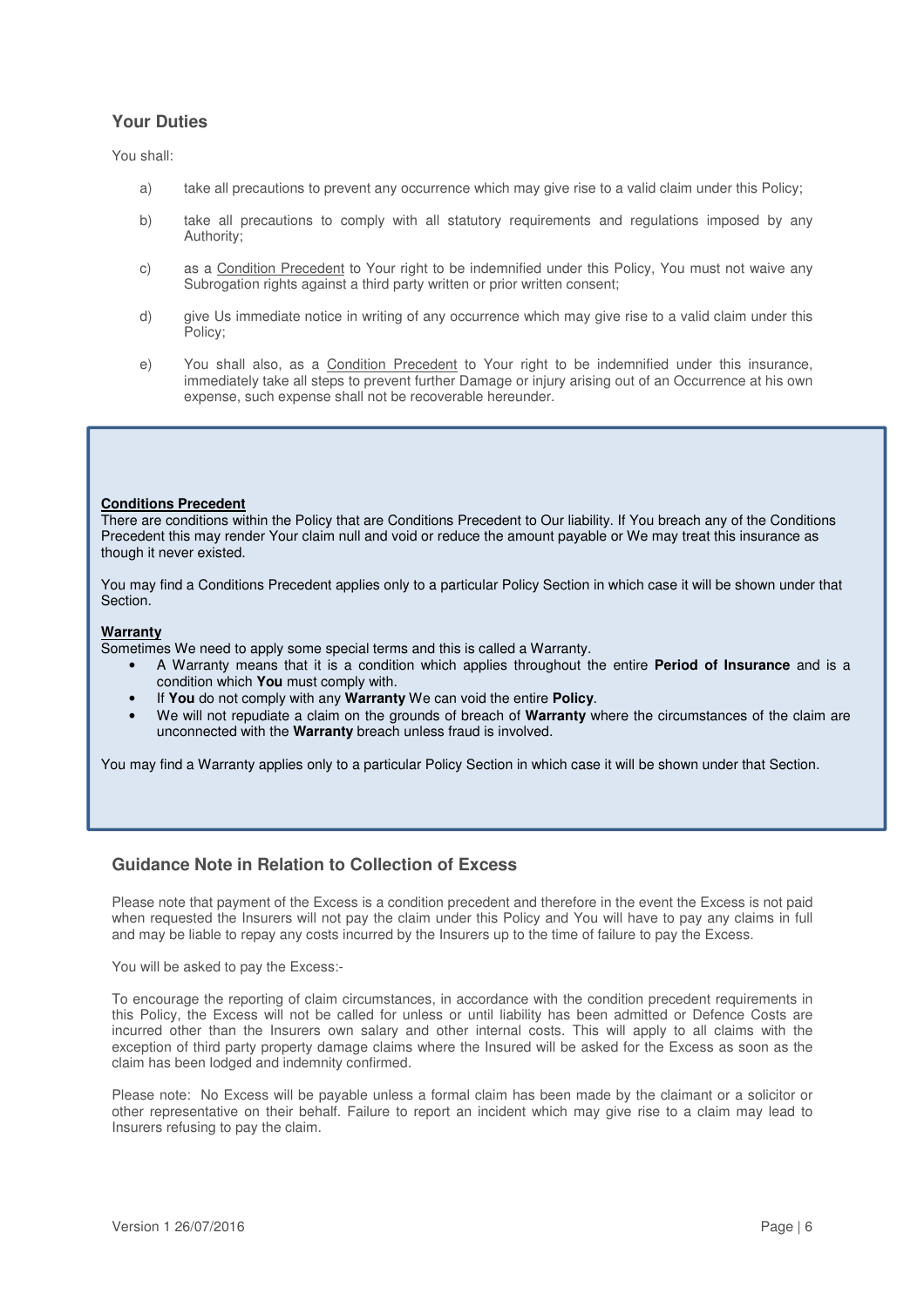## Your Duties

You shall:

a) take all precautions to prevent any occurrence which may give rise to a valid claim under this Policy;

b) take all precautions to comply with all statutory requirements and regulations imposed by any Authority;

c) as a Condition Precedent to Your right to be indemnified under this Policy, You must not waive any Subrogation rights against a third party written or prior written consent;

d) give Us immediate notice in writing of any occurrence which may give rise to a valid claim under this Policy;

e) You shall also, as a Condition Precedent to Your right to be indemnified under this insurance, immediately take all steps to prevent further Damage or injury arising out of an Occurrence at his own expense, such expense shall not be recoverable hereunder.

**Conditions Precedent**

There are conditions within the Policy that are Conditions Precedent to Our liability. If You breach any of the Conditions Precedent this may render Your claim null and void or reduce the amount payable or We may treat this insurance as though it never existed.

You may find a Conditions Precedent applies only to a particular Policy Section in which case it will be shown under that Section.

**Warranty**

Sometimes We need to apply some special terms and this is called a Warranty.

- A Warranty means that it is a condition which applies throughout the entire **Period of Insurance** and is a condition which **You** must comply with.
- If **You** do not comply with any **Warranty** We can void the entire **Policy**.
- We will not repudiate a claim on the grounds of breach of **Warranty** where the circumstances of the claim are unconnected with the **Warranty** breach unless fraud is involved.

You may find a Warranty applies only to a particular Policy Section in which case it will be shown under that Section.

## Guidance Note in Relation to Collection of Excess

Please note that payment of the Excess is a condition precedent and therefore in the event the Excess is not paid when requested the Insurers will not pay the claim under this Policy and You will have to pay any claims in full and may be liable to repay any costs incurred by the Insurers up to the time of failure to pay the Excess.

You will be asked to pay the Excess:-

To encourage the reporting of claim circumstances, in accordance with the condition precedent requirements in this Policy, the Excess will not be called for unless or until liability has been admitted or Defence Costs are incurred other than the Insurers own salary and other internal costs. This will apply to all claims with the exception of third party property damage claims where the Insured will be asked for the Excess as soon as the claim has been lodged and indemnity confirmed.

Please note: No Excess will be payable unless a formal claim has been made by the claimant or a solicitor or other representative on their behalf. Failure to report an incident which may give rise to a claim may lead to Insurers refusing to pay the claim.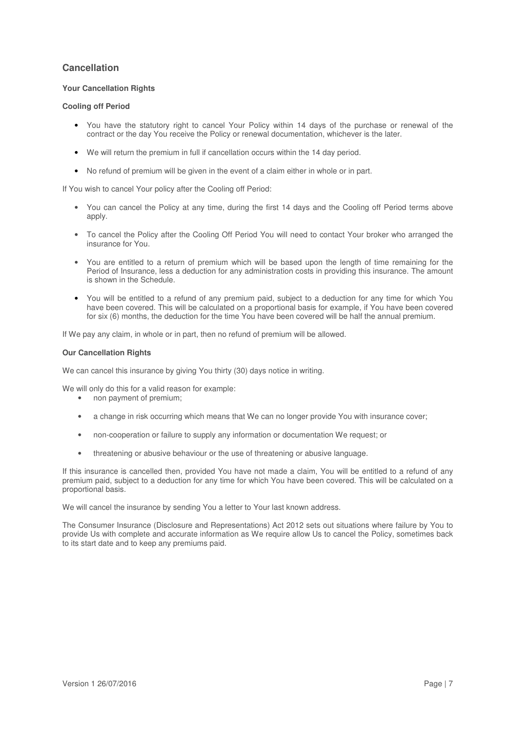## Cancellation

### Your Cancellation Rights

#### Cooling off Period

- You have the statutory right to cancel Your Policy within 14 days of the purchase or renewal of the contract or the day You receive the Policy or renewal documentation, whichever is the later.
- We will return the premium in full if cancellation occurs within the 14 day period.
- No refund of premium will be given in the event of a claim either in whole or in part.

If You wish to cancel Your policy after the Cooling off Period:

- You can cancel the Policy at any time, during the first 14 days and the Cooling off Period terms above apply.
- To cancel the Policy after the Cooling Off Period You will need to contact Your broker who arranged the insurance for You.
- You are entitled to a return of premium which will be based upon the length of time remaining for the Period of Insurance, less a deduction for any administration costs in providing this insurance. The amount is shown in the Schedule.
- You will be entitled to a refund of any premium paid, subject to a deduction for any time for which You have been covered. This will be calculated on a proportional basis for example, if You have been covered for six (6) months, the deduction for the time You have been covered will be half the annual premium.

If We pay any claim, in whole or in part, then no refund of premium will be allowed.

### Our Cancellation Rights

We can cancel this insurance by giving You thirty (30) days notice in writing.

We will only do this for a valid reason for example:

- non payment of premium;
- a change in risk occurring which means that We can no longer provide You with insurance cover;
- non-cooperation or failure to supply any information or documentation We request; or
- threatening or abusive behaviour or the use of threatening or abusive language.

If this insurance is cancelled then, provided You have not made a claim, You will be entitled to a refund of any premium paid, subject to a deduction for any time for which You have been covered. This will be calculated on a proportional basis.

We will cancel the insurance by sending You a letter to Your last known address.

The Consumer Insurance (Disclosure and Representations) Act 2012 sets out situations where failure by You to provide Us with complete and accurate information as We require allow Us to cancel the Policy, sometimes back to its start date and to keep any premiums paid.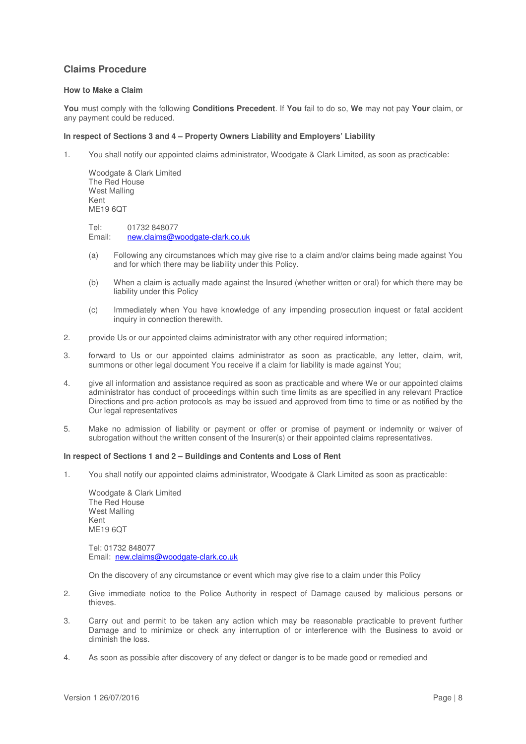## Claims Procedure

### How to Make a Claim

**You** must comply with the following **Conditions Precedent**. If **You** fail to do so, **We** may not pay **Your** claim, or any payment could be reduced.

#### In respect of Sections 3 and 4 – Property Owners Liability and Employers' Liability

1. You shall notify our appointed claims administrator, Woodgate & Clark Limited, as soon as practicable:

   Woodgate & Clark Limited
   The Red House
   West Malling
   Kent
   ME19 6QT

   Tel: 01732 848077
   Email: new.claims@woodgate-clark.co.uk

   (a) Following any circumstances which may give rise to a claim and/or claims being made against You and for which there may be liability under this Policy.

   (b) When a claim is actually made against the Insured (whether written or oral) for which there may be liability under this Policy

   (c) Immediately when You have knowledge of any impending prosecution inquest or fatal accident inquiry in connection therewith.

2. provide Us or our appointed claims administrator with any other required information;

3. forward to Us or our appointed claims administrator as soon as practicable, any letter, claim, writ, summons or other legal document You receive if a claim for liability is made against You;

4. give all information and assistance required as soon as practicable and where We or our appointed claims administrator has conduct of proceedings within such time limits as are specified in any relevant Practice Directions and pre-action protocols as may be issued and approved from time to time or as notified by the Our legal representatives

5. Make no admission of liability or payment or offer or promise of payment or indemnity or waiver of subrogation without the written consent of the Insurer(s) or their appointed claims representatives.

#### In respect of Sections 1 and 2 – Buildings and Contents and Loss of Rent

1. You shall notify our appointed claims administrator, Woodgate & Clark Limited as soon as practicable:

   Woodgate & Clark Limited
   The Red House
   West Malling
   Kent
   ME19 6QT

   Tel: 01732 848077
   Email: new.claims@woodgate-clark.co.uk

   On the discovery of any circumstance or event which may give rise to a claim under this Policy

2. Give immediate notice to the Police Authority in respect of Damage caused by malicious persons or thieves.

3. Carry out and permit to be taken any action which may be reasonable practicable to prevent further Damage and to minimize or check any interruption of or interference with the Business to avoid or diminish the loss.

4. As soon as possible after discovery of any defect or danger is to be made good or remedied and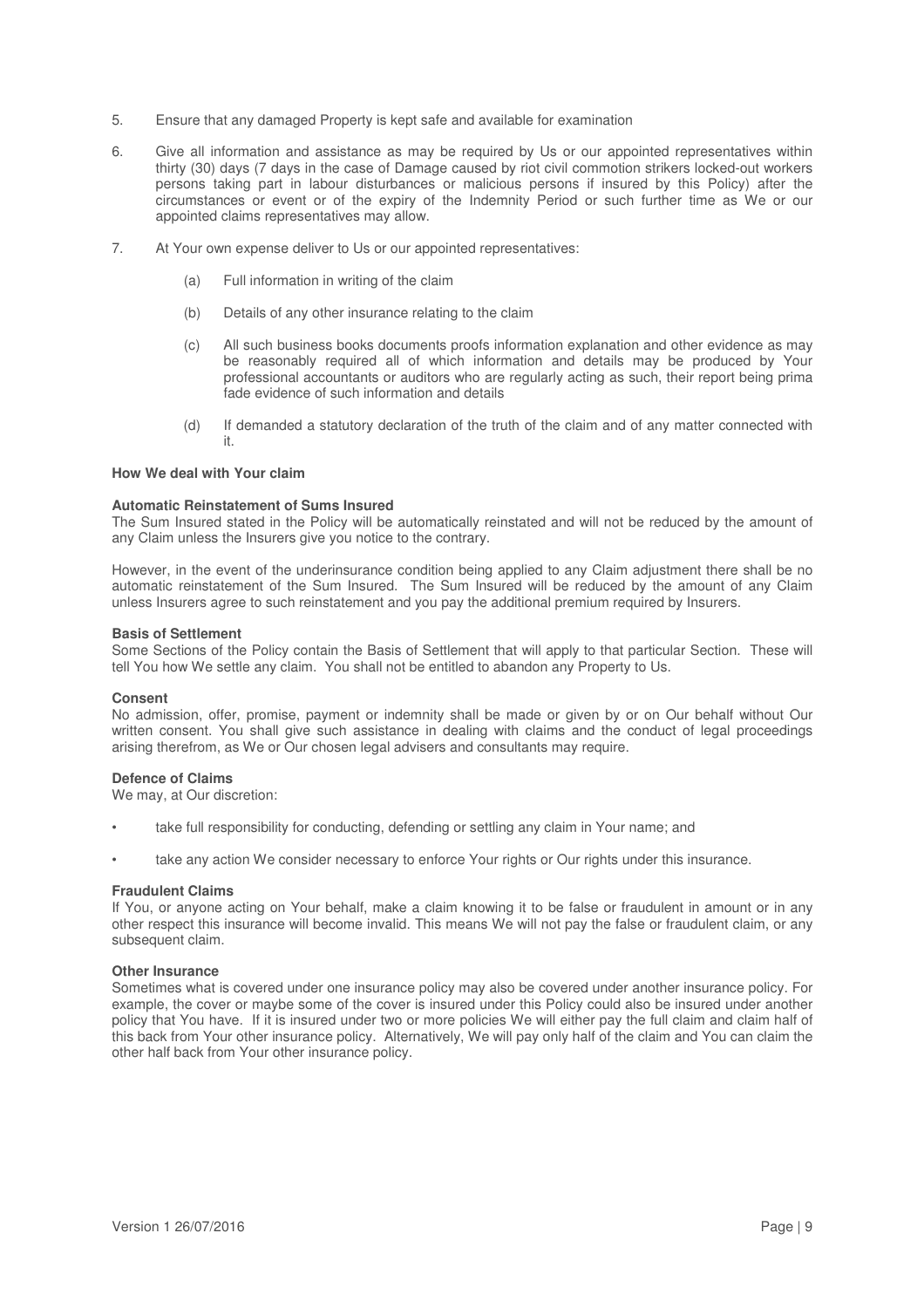5. Ensure that any damaged Property is kept safe and available for examination

6. Give all information and assistance as may be required by Us or our appointed representatives within thirty (30) days (7 days in the case of Damage caused by riot civil commotion strikers locked-out workers persons taking part in labour disturbances or malicious persons if insured by this Policy) after the circumstances or event or of the expiry of the Indemnity Period or such further time as We or our appointed claims representatives may allow.

7. At Your own expense deliver to Us or our appointed representatives:

   (a) Full information in writing of the claim

   (b) Details of any other insurance relating to the claim

   (c) All such business books documents proofs information explanation and other evidence as may be reasonably required all of which information and details may be produced by Your professional accountants or auditors who are regularly acting as such, their report being prima fade evidence of such information and details

   (d) If demanded a statutory declaration of the truth of the claim and of any matter connected with it.

**How We deal with Your claim**

**Automatic Reinstatement of Sums Insured**

The Sum Insured stated in the Policy will be automatically reinstated and will not be reduced by the amount of any Claim unless the Insurers give you notice to the contrary.

However, in the event of the underinsurance condition being applied to any Claim adjustment there shall be no automatic reinstatement of the Sum Insured. The Sum Insured will be reduced by the amount of any Claim unless Insurers agree to such reinstatement and you pay the additional premium required by Insurers.

**Basis of Settlement**

Some Sections of the Policy contain the Basis of Settlement that will apply to that particular Section. These will tell You how We settle any claim. You shall not be entitled to abandon any Property to Us.

**Consent**

No admission, offer, promise, payment or indemnity shall be made or given by or on Our behalf without Our written consent. You shall give such assistance in dealing with claims and the conduct of legal proceedings arising therefrom, as We or Our chosen legal advisers and consultants may require.

**Defence of Claims**

We may, at Our discretion:

- take full responsibility for conducting, defending or settling any claim in Your name; and
- take any action We consider necessary to enforce Your rights or Our rights under this insurance.

**Fraudulent Claims**

If You, or anyone acting on Your behalf, make a claim knowing it to be false or fraudulent in amount or in any other respect this insurance will become invalid. This means We will not pay the false or fraudulent claim, or any subsequent claim.

**Other Insurance**

Sometimes what is covered under one insurance policy may also be covered under another insurance policy. For example, the cover or maybe some of the cover is insured under this Policy could also be insured under another policy that You have. If it is insured under two or more policies We will either pay the full claim and claim half of this back from Your other insurance policy. Alternatively, We will pay only half of the claim and You can claim the other half back from Your other insurance policy.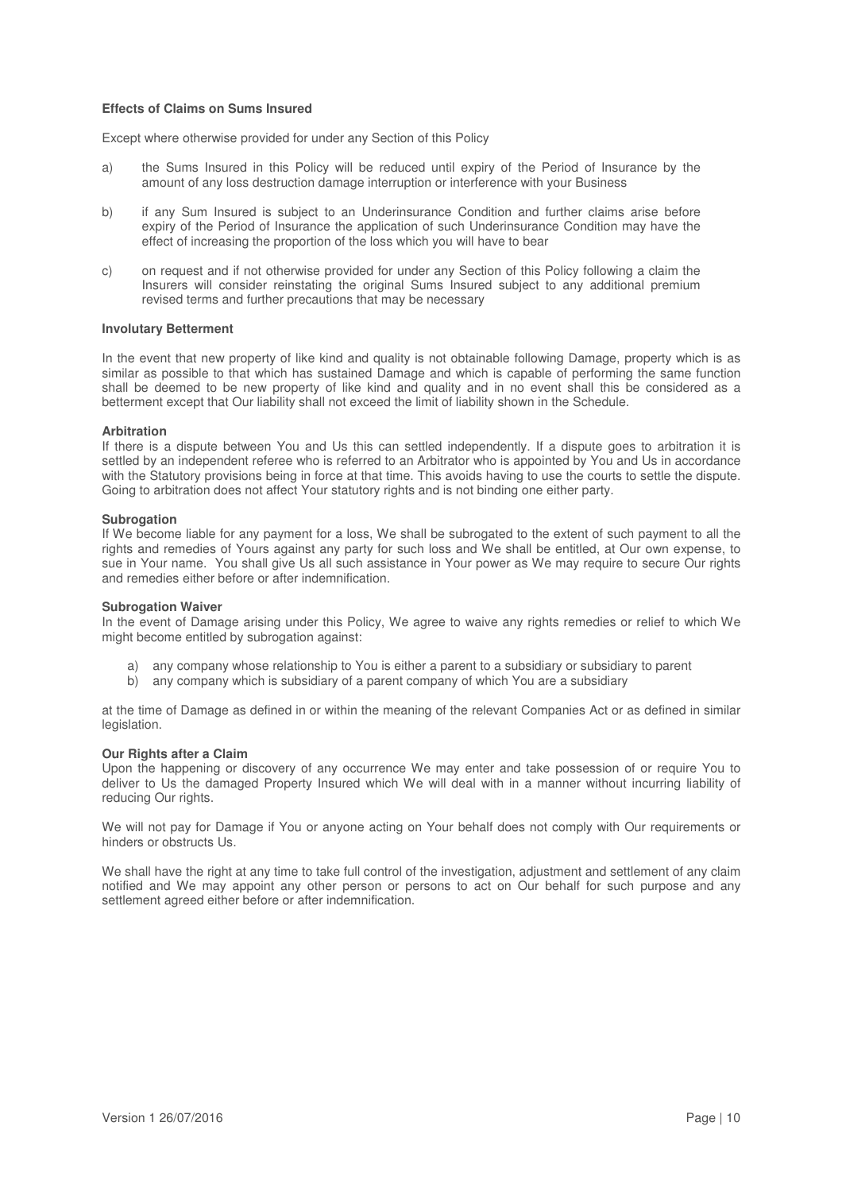**Effects of Claims on Sums Insured**

Except where otherwise provided for under any Section of this Policy

a) the Sums Insured in this Policy will be reduced until expiry of the Period of Insurance by the amount of any loss destruction damage interruption or interference with your Business

b) if any Sum Insured is subject to an Underinsurance Condition and further claims arise before expiry of the Period of Insurance the application of such Underinsurance Condition may have the effect of increasing the proportion of the loss which you will have to bear

c) on request and if not otherwise provided for under any Section of this Policy following a claim the Insurers will consider reinstating the original Sums Insured subject to any additional premium revised terms and further precautions that may be necessary

**Involutary Betterment**

In the event that new property of like kind and quality is not obtainable following Damage, property which is as similar as possible to that which has sustained Damage and which is capable of performing the same function shall be deemed to be new property of like kind and quality and in no event shall this be considered as a betterment except that Our liability shall not exceed the limit of liability shown in the Schedule.

**Arbitration**

If there is a dispute between You and Us this can settled independently. If a dispute goes to arbitration it is settled by an independent referee who is referred to an Arbitrator who is appointed by You and Us in accordance with the Statutory provisions being in force at that time. This avoids having to use the courts to settle the dispute. Going to arbitration does not affect Your statutory rights and is not binding one either party.

**Subrogation**

If We become liable for any payment for a loss, We shall be subrogated to the extent of such payment to all the rights and remedies of Yours against any party for such loss and We shall be entitled, at Our own expense, to sue in Your name. You shall give Us all such assistance in Your power as We may require to secure Our rights and remedies either before or after indemnification.

**Subrogation Waiver**

In the event of Damage arising under this Policy, We agree to waive any rights remedies or relief to which We might become entitled by subrogation against:

a) any company whose relationship to You is either a parent to a subsidiary or subsidiary to parent
b) any company which is subsidiary of a parent company of which You are a subsidiary

at the time of Damage as defined in or within the meaning of the relevant Companies Act or as defined in similar legislation.

**Our Rights after a Claim**

Upon the happening or discovery of any occurrence We may enter and take possession of or require You to deliver to Us the damaged Property Insured which We will deal with in a manner without incurring liability of reducing Our rights.

We will not pay for Damage if You or anyone acting on Your behalf does not comply with Our requirements or hinders or obstructs Us.

We shall have the right at any time to take full control of the investigation, adjustment and settlement of any claim notified and We may appoint any other person or persons to act on Our behalf for such purpose and any settlement agreed either before or after indemnification.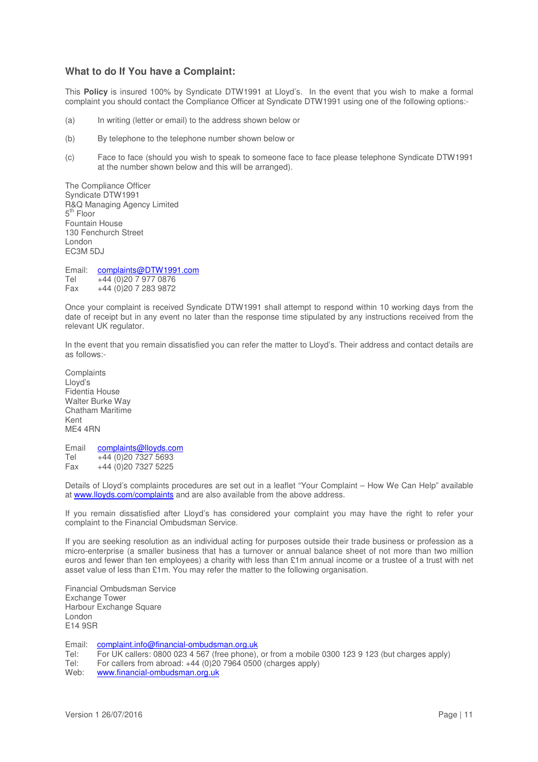### What to do If You have a Complaint:

This **Policy** is insured 100% by Syndicate DTW1991 at Lloyd's. In the event that you wish to make a formal complaint you should contact the Compliance Officer at Syndicate DTW1991 using one of the following options:-

(a) In writing (letter or email) to the address shown below or

(b) By telephone to the telephone number shown below or

(c) Face to face (should you wish to speak to someone face to face please telephone Syndicate DTW1991 at the number shown below and this will be arranged).

The Compliance Officer
Syndicate DTW1991
R&Q Managing Agency Limited
5th Floor
Fountain House
130 Fenchurch Street
London
EC3M 5DJ

Email: complaints@DTW1991.com
Tel +44 (0)20 7 977 0876
Fax +44 (0)20 7 283 9872

Once your complaint is received Syndicate DTW1991 shall attempt to respond within 10 working days from the date of receipt but in any event no later than the response time stipulated by any instructions received from the relevant UK regulator.

In the event that you remain dissatisfied you can refer the matter to Lloyd's. Their address and contact details are as follows:-

Complaints
Lloyd's
Fidentia House
Walter Burke Way
Chatham Maritime
Kent
ME4 4RN

Email complaints@lloyds.com
Tel +44 (0)20 7327 5693
Fax +44 (0)20 7327 5225

Details of Lloyd's complaints procedures are set out in a leaflet "Your Complaint – How We Can Help" available at www.lloyds.com/complaints and are also available from the above address.

If you remain dissatisfied after Lloyd's has considered your complaint you may have the right to refer your complaint to the Financial Ombudsman Service.

If you are seeking resolution as an individual acting for purposes outside their trade business or profession as a micro-enterprise (a smaller business that has a turnover or annual balance sheet of not more than two million euros and fewer than ten employees) a charity with less than £1m annual income or a trustee of a trust with net asset value of less than £1m. You may refer the matter to the following organisation.

Financial Ombudsman Service
Exchange Tower
Harbour Exchange Square
London
E14 9SR

Email: complaint.info@financial-ombudsman.org.uk
Tel: For UK callers: 0800 023 4 567 (free phone), or from a mobile 0300 123 9 123 (but charges apply)
Tel: For callers from abroad: +44 (0)20 7964 0500 (charges apply)
Web: www.financial-ombudsman.org.uk

Version 1 26/07/2016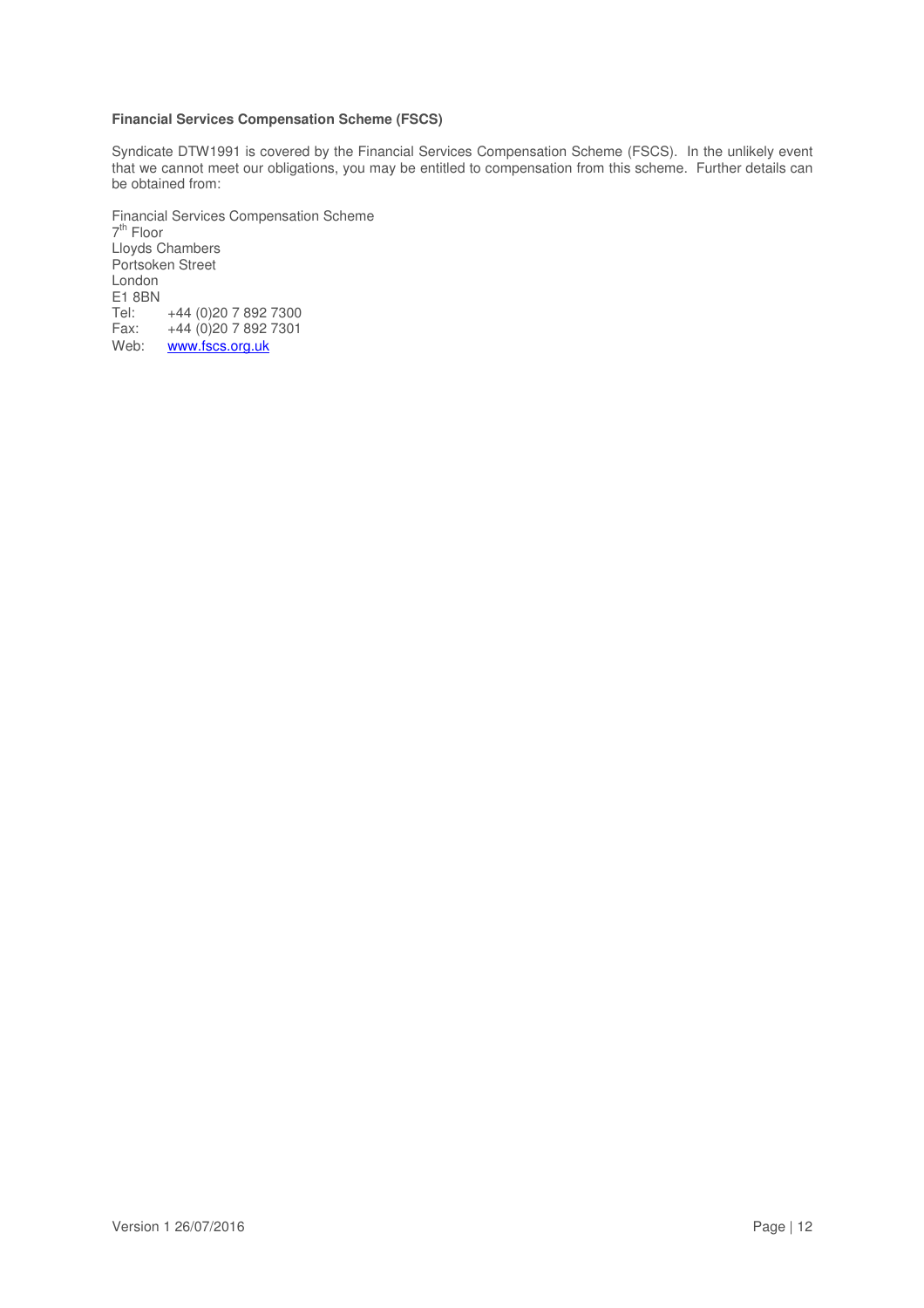**Financial Services Compensation Scheme (FSCS)**

Syndicate DTW1991 is covered by the Financial Services Compensation Scheme (FSCS). In the unlikely event that we cannot meet our obligations, you may be entitled to compensation from this scheme. Further details can be obtained from:

Financial Services Compensation Scheme
7th Floor
Lloyds Chambers
Portsoken Street
London
E1 8BN
Tel: +44 (0)20 7 892 7300
Fax: +44 (0)20 7 892 7301
Web: www.fscs.org.uk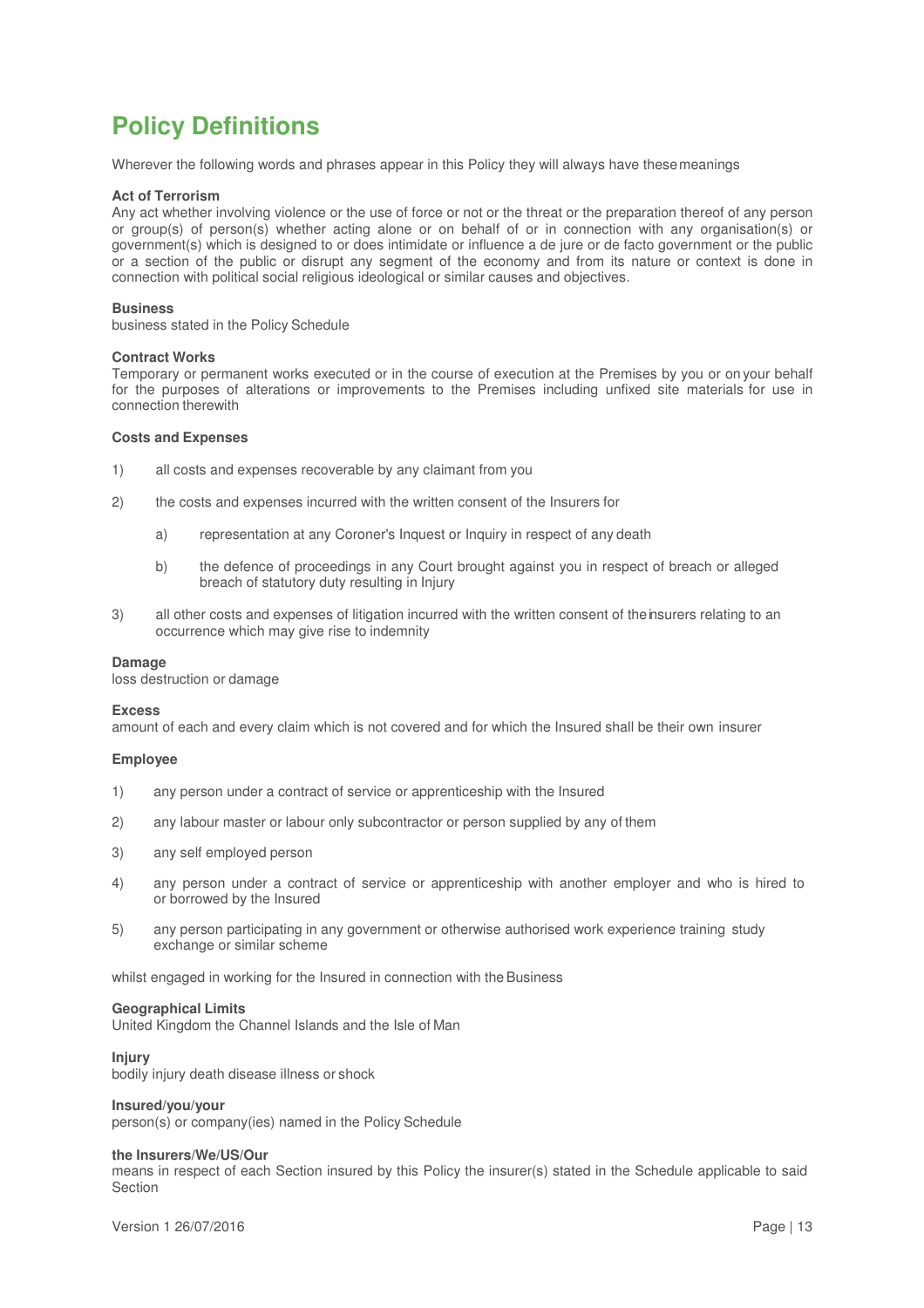# Policy Definitions

Wherever the following words and phrases appear in this Policy they will always have these meanings

**Act of Terrorism**
Any act whether involving violence or the use of force or not or the threat or the preparation thereof of any person or group(s) of person(s) whether acting alone or on behalf of or in connection with any organisation(s) or government(s) which is designed to or does intimidate or influence a de jure or de facto government or the public or a section of the public or disrupt any segment of the economy and from its nature or context is done in connection with political social religious ideological or similar causes and objectives.

**Business**
business stated in the Policy Schedule

**Contract Works**
Temporary or permanent works executed or in the course of execution at the Premises by you or on your behalf for the purposes of alterations or improvements to the Premises including unfixed site materials for use in connection therewith

**Costs and Expenses**

1) all costs and expenses recoverable by any claimant from you

2) the costs and expenses incurred with the written consent of the Insurers for

   a) representation at any Coroner's Inquest or Inquiry in respect of any death

   b) the defence of proceedings in any Court brought against you in respect of breach or alleged breach of statutory duty resulting in Injury

3) all other costs and expenses of litigation incurred with the written consent of the insurers relating to an occurrence which may give rise to indemnity

**Damage**
loss destruction or damage

**Excess**
amount of each and every claim which is not covered and for which the Insured shall be their own insurer

**Employee**

1) any person under a contract of service or apprenticeship with the Insured

2) any labour master or labour only subcontractor or person supplied by any of them

3) any self employed person

4) any person under a contract of service or apprenticeship with another employer and who is hired to or borrowed by the Insured

5) any person participating in any government or otherwise authorised work experience training study exchange or similar scheme

whilst engaged in working for the Insured in connection with the Business

**Geographical Limits**
United Kingdom the Channel Islands and the Isle of Man

**Injury**
bodily injury death disease illness or shock

**Insured/you/your**
person(s) or company(ies) named in the Policy Schedule

**the Insurers/We/US/Our**
means in respect of each Section insured by this Policy the insurer(s) stated in the Schedule applicable to said Section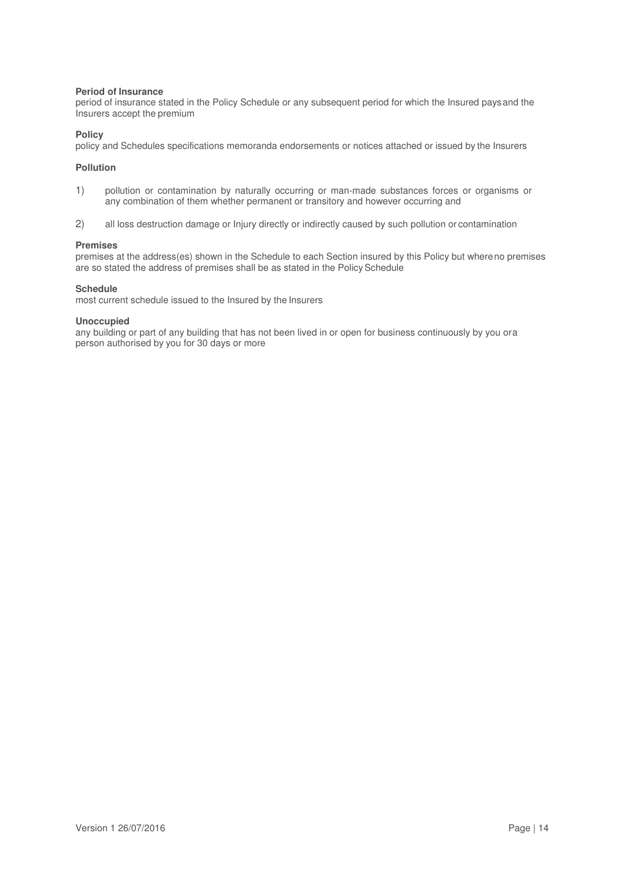**Period of Insurance**
period of insurance stated in the Policy Schedule or any subsequent period for which the Insured pays and the Insurers accept the premium

**Policy**
policy and Schedules specifications memoranda endorsements or notices attached or issued by the Insurers

**Pollution**

1) pollution or contamination by naturally occurring or man-made substances forces or organisms or any combination of them whether permanent or transitory and however occurring and

2) all loss destruction damage or Injury directly or indirectly caused by such pollution or contamination

**Premises**
premises at the address(es) shown in the Schedule to each Section insured by this Policy but where no premises are so stated the address of premises shall be as stated in the Policy Schedule

**Schedule**
most current schedule issued to the Insured by the Insurers

**Unoccupied**
any building or part of any building that has not been lived in or open for business continuously by you or a person authorised by you for 30 days or more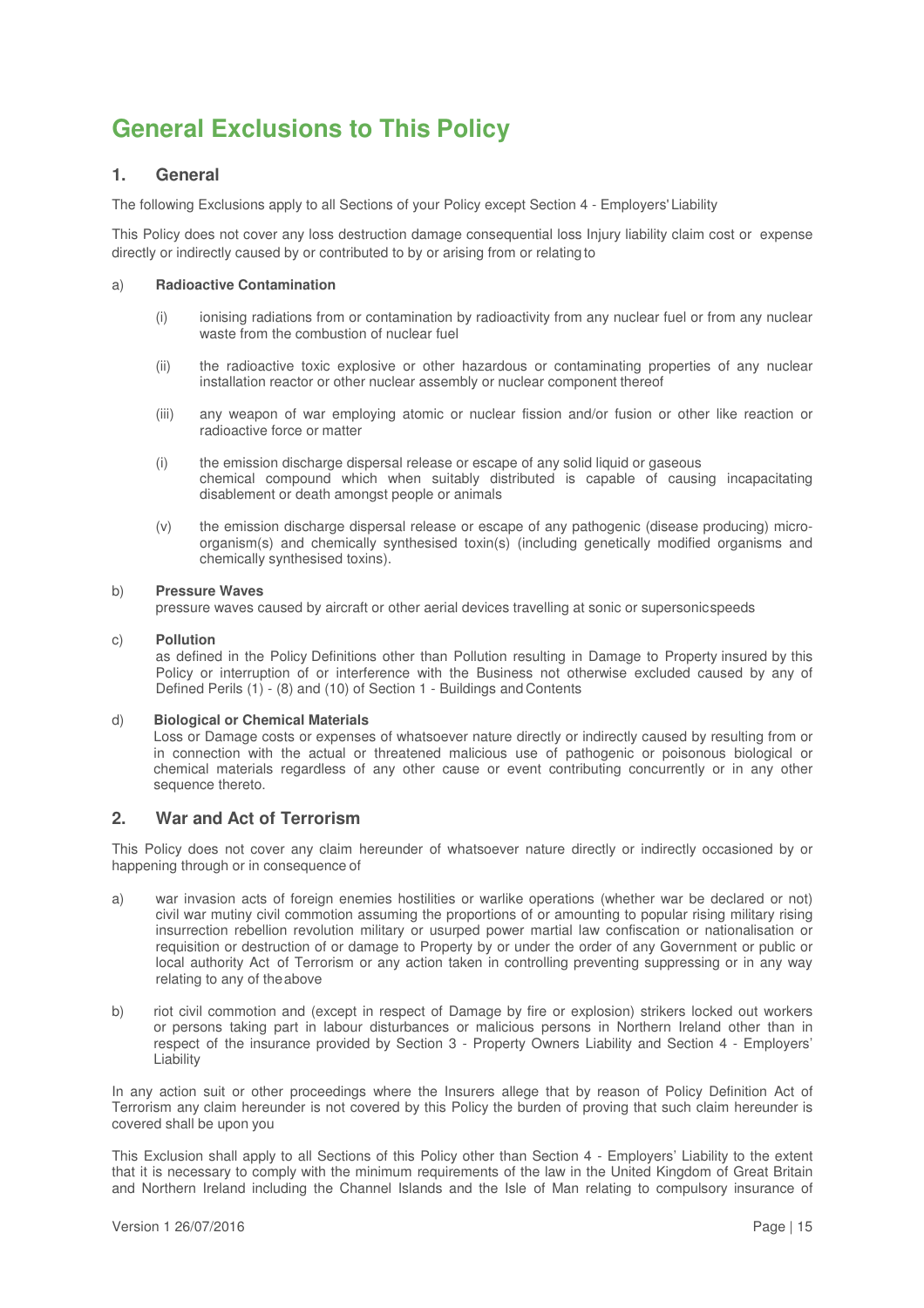# General Exclusions to This Policy

## 1. General

The following Exclusions apply to all Sections of your Policy except Section 4 - Employers' Liability

This Policy does not cover any loss destruction damage consequential loss Injury liability claim cost or expense directly or indirectly caused by or contributed to by or arising from or relating to

a) **Radioactive Contamination**

   (i) ionising radiations from or contamination by radioactivity from any nuclear fuel or from any nuclear waste from the combustion of nuclear fuel

   (ii) the radioactive toxic explosive or other hazardous or contaminating properties of any nuclear installation reactor or other nuclear assembly or nuclear component thereof

   (iii) any weapon of war employing atomic or nuclear fission and/or fusion or other like reaction or radioactive force or matter

   (i) the emission discharge dispersal release or escape of any solid liquid or gaseous chemical compound which when suitably distributed is capable of causing incapacitating disablement or death amongst people or animals

   (v) the emission discharge dispersal release or escape of any pathogenic (disease producing) micro-organism(s) and chemically synthesised toxin(s) (including genetically modified organisms and chemically synthesised toxins).

b) **Pressure Waves**
   pressure waves caused by aircraft or other aerial devices travelling at sonic or supersonic speeds

c) **Pollution**
   as defined in the Policy Definitions other than Pollution resulting in Damage to Property insured by this Policy or interruption of or interference with the Business not otherwise excluded caused by any of Defined Perils (1) - (8) and (10) of Section 1 - Buildings and Contents

d) **Biological or Chemical Materials**
   Loss or Damage costs or expenses of whatsoever nature directly or indirectly caused by resulting from or in connection with the actual or threatened malicious use of pathogenic or poisonous biological or chemical materials regardless of any other cause or event contributing concurrently or in any other sequence thereto.

## 2. War and Act of Terrorism

This Policy does not cover any claim hereunder of whatsoever nature directly or indirectly occasioned by or happening through or in consequence of

a) war invasion acts of foreign enemies hostilities or warlike operations (whether war be declared or not) civil war mutiny civil commotion assuming the proportions of or amounting to popular rising military rising insurrection rebellion revolution military or usurped power martial law confiscation or nationalisation or requisition or destruction of or damage to Property by or under the order of any Government or public or local authority Act of Terrorism or any action taken in controlling preventing suppressing or in any way relating to any of the above

b) riot civil commotion and (except in respect of Damage by fire or explosion) strikers locked out workers or persons taking part in labour disturbances or malicious persons in Northern Ireland other than in respect of the insurance provided by Section 3 - Property Owners Liability and Section 4 - Employers' Liability

In any action suit or other proceedings where the Insurers allege that by reason of Policy Definition Act of Terrorism any claim hereunder is not covered by this Policy the burden of proving that such claim hereunder is covered shall be upon you

This Exclusion shall apply to all Sections of this Policy other than Section 4 - Employers' Liability to the extent that it is necessary to comply with the minimum requirements of the law in the United Kingdom of Great Britain and Northern Ireland including the Channel Islands and the Isle of Man relating to compulsory insurance of

Version 1 26/07/2016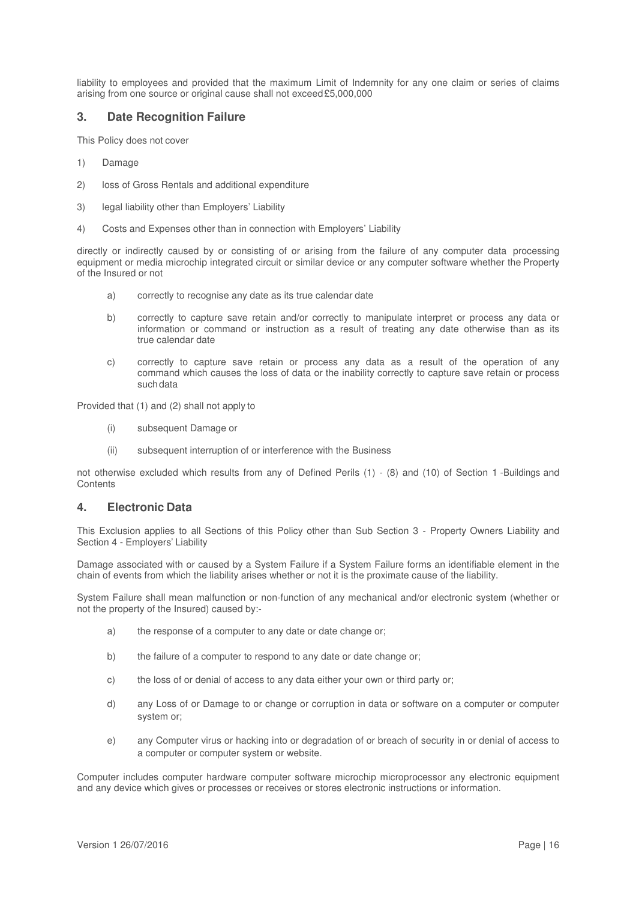liability to employees and provided that the maximum Limit of Indemnity for any one claim or series of claims arising from one source or original cause shall not exceed £5,000,000

## 3. Date Recognition Failure

This Policy does not cover

1) Damage

2) loss of Gross Rentals and additional expenditure

3) legal liability other than Employers' Liability

4) Costs and Expenses other than in connection with Employers' Liability

directly or indirectly caused by or consisting of or arising from the failure of any computer data processing equipment or media microchip integrated circuit or similar device or any computer software whether the Property of the Insured or not

a) correctly to recognise any date as its true calendar date

b) correctly to capture save retain and/or correctly to manipulate interpret or process any data or information or command or instruction as a result of treating any date otherwise than as its true calendar date

c) correctly to capture save retain or process any data as a result of the operation of any command which causes the loss of data or the inability correctly to capture save retain or process such data

Provided that (1) and (2) shall not apply to

(i) subsequent Damage or

(ii) subsequent interruption of or interference with the Business

not otherwise excluded which results from any of Defined Perils (1) - (8) and (10) of Section 1 -Buildings and Contents

## 4. Electronic Data

This Exclusion applies to all Sections of this Policy other than Sub Section 3 - Property Owners Liability and Section 4 - Employers' Liability

Damage associated with or caused by a System Failure if a System Failure forms an identifiable element in the chain of events from which the liability arises whether or not it is the proximate cause of the liability.

System Failure shall mean malfunction or non-function of any mechanical and/or electronic system (whether or not the property of the Insured) caused by:-

a) the response of a computer to any date or date change or;

b) the failure of a computer to respond to any date or date change or;

c) the loss of or denial of access to any data either your own or third party or;

d) any Loss of or Damage to or change or corruption in data or software on a computer or computer system or;

e) any Computer virus or hacking into or degradation of or breach of security in or denial of access to a computer or computer system or website.

Computer includes computer hardware computer software microchip microprocessor any electronic equipment and any device which gives or processes or receives or stores electronic instructions or information.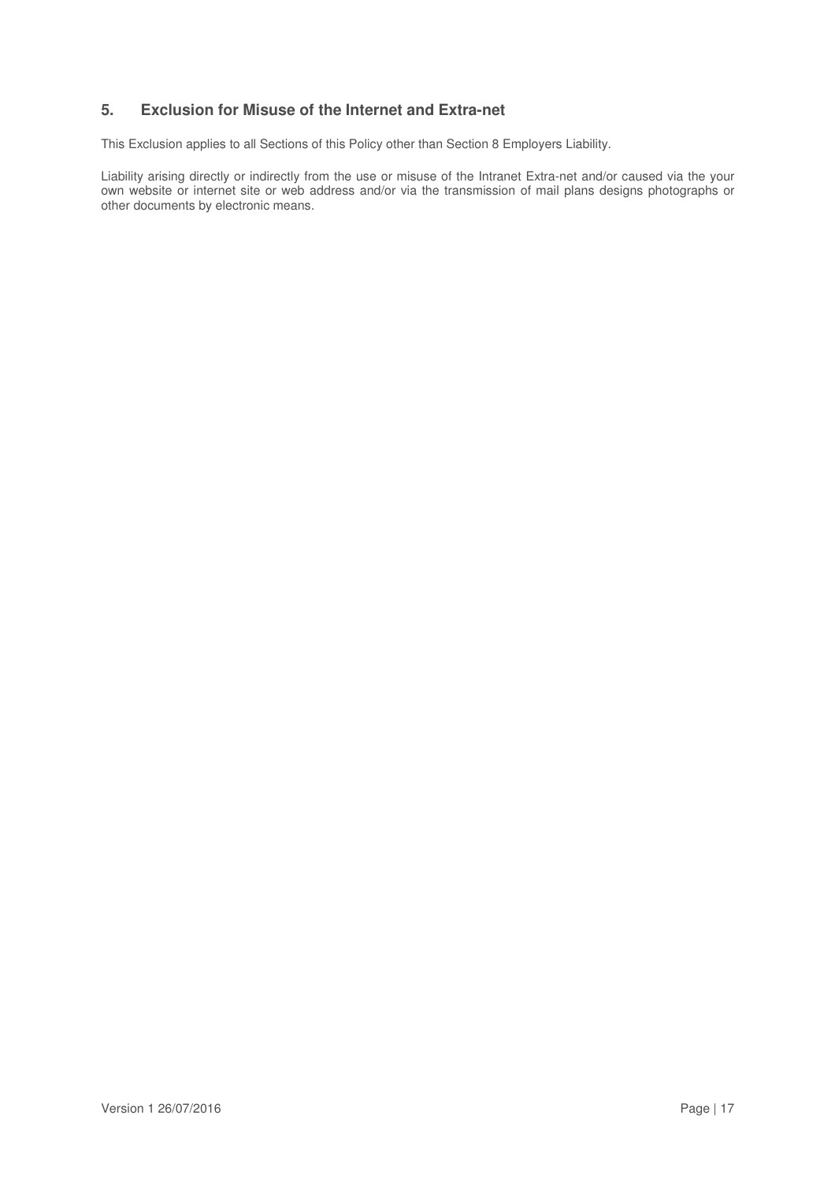## 5. Exclusion for Misuse of the Internet and Extra-net

This Exclusion applies to all Sections of this Policy other than Section 8 Employers Liability.

Liability arising directly or indirectly from the use or misuse of the Intranet Extra-net and/or caused via the your own website or internet site or web address and/or via the transmission of mail plans designs photographs or other documents by electronic means.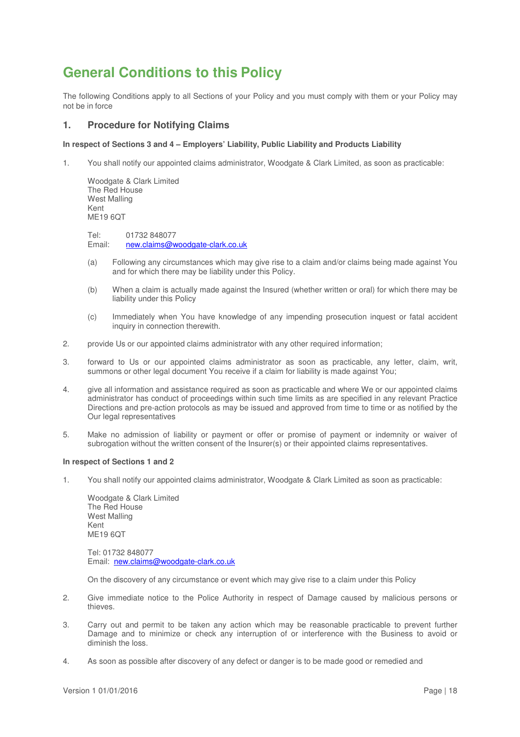# General Conditions to this Policy

The following Conditions apply to all Sections of your Policy and you must comply with them or your Policy may not be in force

## 1. Procedure for Notifying Claims

**In respect of Sections 3 and 4 – Employers' Liability, Public Liability and Products Liability**

1. You shall notify our appointed claims administrator, Woodgate & Clark Limited, as soon as practicable:

   Woodgate & Clark Limited  
   The Red House  
   West Malling  
   Kent  
   ME19 6QT

   Tel: 01732 848077  
   Email: new.claims@woodgate-clark.co.uk

   (a) Following any circumstances which may give rise to a claim and/or claims being made against You and for which there may be liability under this Policy.

   (b) When a claim is actually made against the Insured (whether written or oral) for which there may be liability under this Policy

   (c) Immediately when You have knowledge of any impending prosecution inquest or fatal accident inquiry in connection therewith.

2. provide Us or our appointed claims administrator with any other required information;

3. forward to Us or our appointed claims administrator as soon as practicable, any letter, claim, writ, summons or other legal document You receive if a claim for liability is made against You;

4. give all information and assistance required as soon as practicable and where We or our appointed claims administrator has conduct of proceedings within such time limits as are specified in any relevant Practice Directions and pre-action protocols as may be issued and approved from time to time or as notified by the Our legal representatives

5. Make no admission of liability or payment or offer or promise of payment or indemnity or waiver of subrogation without the written consent of the Insurer(s) or their appointed claims representatives.

**In respect of Sections 1 and 2**

1. You shall notify our appointed claims administrator, Woodgate & Clark Limited as soon as practicable:

   Woodgate & Clark Limited  
   The Red House  
   West Malling  
   Kent  
   ME19 6QT

   Tel: 01732 848077  
   Email: new.claims@woodgate-clark.co.uk

   On the discovery of any circumstance or event which may give rise to a claim under this Policy

2. Give immediate notice to the Police Authority in respect of Damage caused by malicious persons or thieves.

3. Carry out and permit to be taken any action which may be reasonable practicable to prevent further Damage and to minimize or check any interruption of or interference with the Business to avoid or diminish the loss.

4. As soon as possible after discovery of any defect or danger is to be made good or remedied and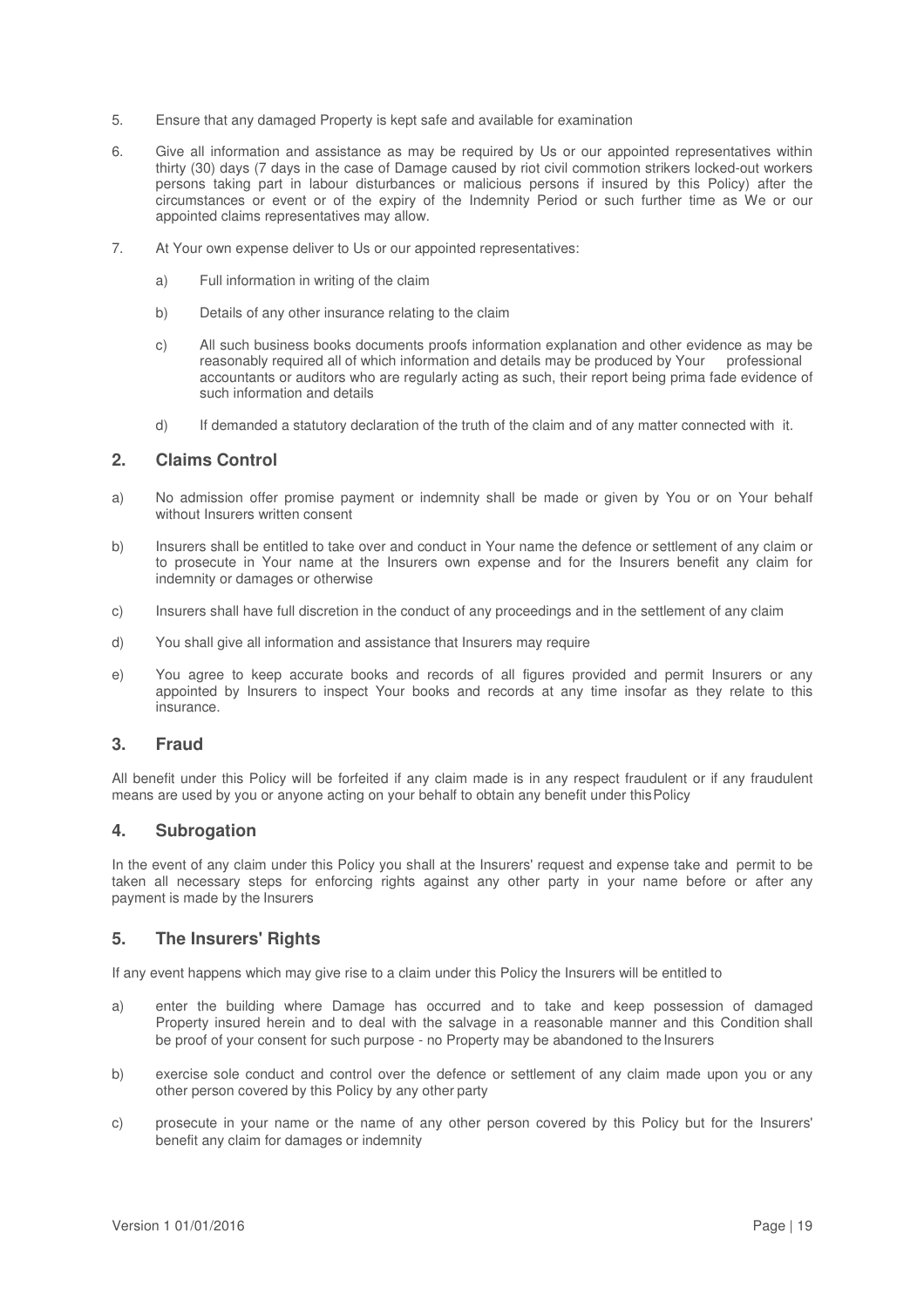5. Ensure that any damaged Property is kept safe and available for examination

6. Give all information and assistance as may be required by Us or our appointed representatives within thirty (30) days (7 days in the case of Damage caused by riot civil commotion strikers locked-out workers persons taking part in labour disturbances or malicious persons if insured by this Policy) after the circumstances or event or of the expiry of the Indemnity Period or such further time as We or our appointed claims representatives may allow.

7. At Your own expense deliver to Us or our appointed representatives:

   a) Full information in writing of the claim

   b) Details of any other insurance relating to the claim

   c) All such business books documents proofs information explanation and other evidence as may be reasonably required all of which information and details may be produced by Your professional accountants or auditors who are regularly acting as such, their report being prima fade evidence of such information and details

   d) If demanded a statutory declaration of the truth of the claim and of any matter connected with it.

## 2. Claims Control

a) No admission offer promise payment or indemnity shall be made or given by You or on Your behalf without Insurers written consent

b) Insurers shall be entitled to take over and conduct in Your name the defence or settlement of any claim or to prosecute in Your name at the Insurers own expense and for the Insurers benefit any claim for indemnity or damages or otherwise

c) Insurers shall have full discretion in the conduct of any proceedings and in the settlement of any claim

d) You shall give all information and assistance that Insurers may require

e) You agree to keep accurate books and records of all figures provided and permit Insurers or any appointed by Insurers to inspect Your books and records at any time insofar as they relate to this insurance.

## 3. Fraud

All benefit under this Policy will be forfeited if any claim made is in any respect fraudulent or if any fraudulent means are used by you or anyone acting on your behalf to obtain any benefit under this Policy

## 4. Subrogation

In the event of any claim under this Policy you shall at the Insurers' request and expense take and permit to be taken all necessary steps for enforcing rights against any other party in your name before or after any payment is made by the Insurers

## 5. The Insurers' Rights

If any event happens which may give rise to a claim under this Policy the Insurers will be entitled to

a) enter the building where Damage has occurred and to take and keep possession of damaged Property insured herein and to deal with the salvage in a reasonable manner and this Condition shall be proof of your consent for such purpose - no Property may be abandoned to the Insurers

b) exercise sole conduct and control over the defence or settlement of any claim made upon you or any other person covered by this Policy by any other party

c) prosecute in your name or the name of any other person covered by this Policy but for the Insurers' benefit any claim for damages or indemnity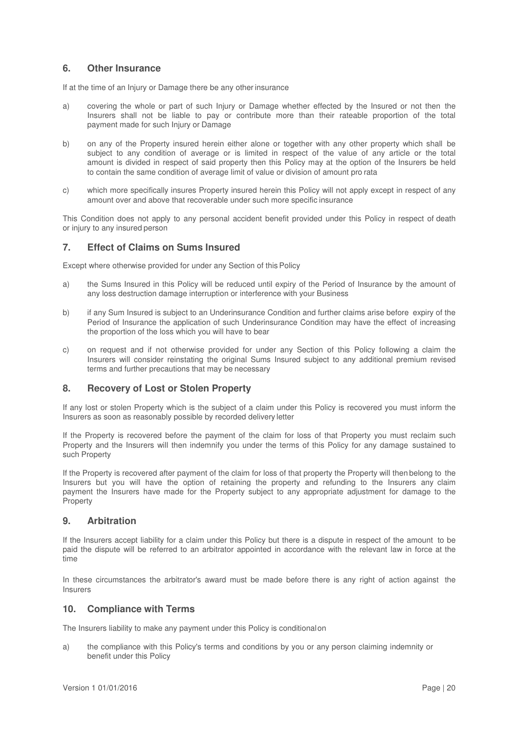## 6. Other Insurance

If at the time of an Injury or Damage there be any other insurance

a) covering the whole or part of such Injury or Damage whether effected by the Insured or not then the Insurers shall not be liable to pay or contribute more than their rateable proportion of the total payment made for such Injury or Damage

b) on any of the Property insured herein either alone or together with any other property which shall be subject to any condition of average or is limited in respect of the value of any article or the total amount is divided in respect of said property then this Policy may at the option of the Insurers be held to contain the same condition of average limit of value or division of amount pro rata

c) which more specifically insures Property insured herein this Policy will not apply except in respect of any amount over and above that recoverable under such more specific insurance

This Condition does not apply to any personal accident benefit provided under this Policy in respect of death or injury to any insured person

## 7. Effect of Claims on Sums Insured

Except where otherwise provided for under any Section of this Policy

a) the Sums Insured in this Policy will be reduced until expiry of the Period of Insurance by the amount of any loss destruction damage interruption or interference with your Business

b) if any Sum Insured is subject to an Underinsurance Condition and further claims arise before expiry of the Period of Insurance the application of such Underinsurance Condition may have the effect of increasing the proportion of the loss which you will have to bear

c) on request and if not otherwise provided for under any Section of this Policy following a claim the Insurers will consider reinstating the original Sums Insured subject to any additional premium revised terms and further precautions that may be necessary

## 8. Recovery of Lost or Stolen Property

If any lost or stolen Property which is the subject of a claim under this Policy is recovered you must inform the Insurers as soon as reasonably possible by recorded delivery letter

If the Property is recovered before the payment of the claim for loss of that Property you must reclaim such Property and the Insurers will then indemnify you under the terms of this Policy for any damage sustained to such Property

If the Property is recovered after payment of the claim for loss of that property the Property will then belong to the Insurers but you will have the option of retaining the property and refunding to the Insurers any claim payment the Insurers have made for the Property subject to any appropriate adjustment for damage to the Property

## 9. Arbitration

If the Insurers accept liability for a claim under this Policy but there is a dispute in respect of the amount to be paid the dispute will be referred to an arbitrator appointed in accordance with the relevant law in force at the time

In these circumstances the arbitrator's award must be made before there is any right of action against the Insurers

## 10. Compliance with Terms

The Insurers liability to make any payment under this Policy is conditional on

a) the compliance with this Policy's terms and conditions by you or any person claiming indemnity or benefit under this Policy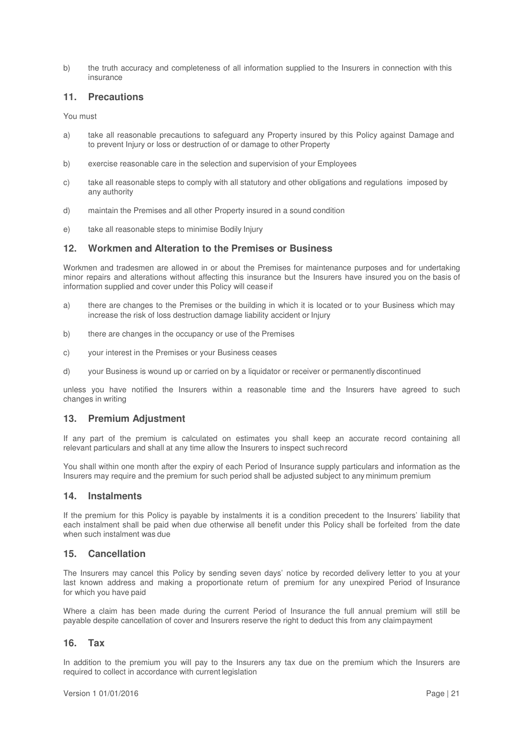b) the truth accuracy and completeness of all information supplied to the Insurers in connection with this insurance

## 11. Precautions

You must

a) take all reasonable precautions to safeguard any Property insured by this Policy against Damage and to prevent Injury or loss or destruction of or damage to other Property

b) exercise reasonable care in the selection and supervision of your Employees

c) take all reasonable steps to comply with all statutory and other obligations and regulations imposed by any authority

d) maintain the Premises and all other Property insured in a sound condition

e) take all reasonable steps to minimise Bodily Injury

## 12. Workmen and Alteration to the Premises or Business

Workmen and tradesmen are allowed in or about the Premises for maintenance purposes and for undertaking minor repairs and alterations without affecting this insurance but the Insurers have insured you on the basis of information supplied and cover under this Policy will cease if

a) there are changes to the Premises or the building in which it is located or to your Business which may increase the risk of loss destruction damage liability accident or Injury

b) there are changes in the occupancy or use of the Premises

c) your interest in the Premises or your Business ceases

d) your Business is wound up or carried on by a liquidator or receiver or permanently discontinued

unless you have notified the Insurers within a reasonable time and the Insurers have agreed to such changes in writing

## 13. Premium Adjustment

If any part of the premium is calculated on estimates you shall keep an accurate record containing all relevant particulars and shall at any time allow the Insurers to inspect such record

You shall within one month after the expiry of each Period of Insurance supply particulars and information as the Insurers may require and the premium for such period shall be adjusted subject to any minimum premium

## 14. Instalments

If the premium for this Policy is payable by instalments it is a condition precedent to the Insurers' liability that each instalment shall be paid when due otherwise all benefit under this Policy shall be forfeited from the date when such instalment was due

## 15. Cancellation

The Insurers may cancel this Policy by sending seven days' notice by recorded delivery letter to you at your last known address and making a proportionate return of premium for any unexpired Period of Insurance for which you have paid

Where a claim has been made during the current Period of Insurance the full annual premium will still be payable despite cancellation of cover and Insurers reserve the right to deduct this from any claim payment

## 16. Tax

In addition to the premium you will pay to the Insurers any tax due on the premium which the Insurers are required to collect in accordance with current legislation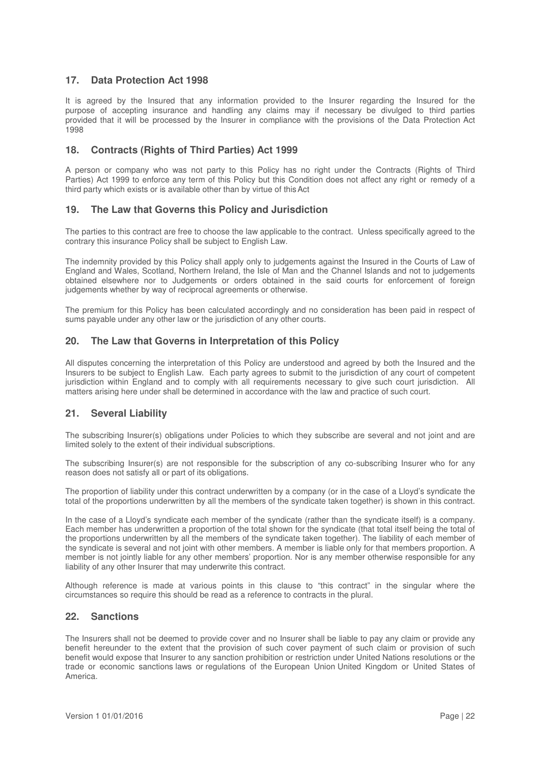## 17. Data Protection Act 1998

It is agreed by the Insured that any information provided to the Insurer regarding the Insured for the purpose of accepting insurance and handling any claims may if necessary be divulged to third parties provided that it will be processed by the Insurer in compliance with the provisions of the Data Protection Act 1998

## 18. Contracts (Rights of Third Parties) Act 1999

A person or company who was not party to this Policy has no right under the Contracts (Rights of Third Parties) Act 1999 to enforce any term of this Policy but this Condition does not affect any right or remedy of a third party which exists or is available other than by virtue of this Act

## 19. The Law that Governs this Policy and Jurisdiction

The parties to this contract are free to choose the law applicable to the contract. Unless specifically agreed to the contrary this insurance Policy shall be subject to English Law.

The indemnity provided by this Policy shall apply only to judgements against the Insured in the Courts of Law of England and Wales, Scotland, Northern Ireland, the Isle of Man and the Channel Islands and not to judgements obtained elsewhere nor to Judgements or orders obtained in the said courts for enforcement of foreign judgements whether by way of reciprocal agreements or otherwise.

The premium for this Policy has been calculated accordingly and no consideration has been paid in respect of sums payable under any other law or the jurisdiction of any other courts.

## 20. The Law that Governs in Interpretation of this Policy

All disputes concerning the interpretation of this Policy are understood and agreed by both the Insured and the Insurers to be subject to English Law. Each party agrees to submit to the jurisdiction of any court of competent jurisdiction within England and to comply with all requirements necessary to give such court jurisdiction. All matters arising here under shall be determined in accordance with the law and practice of such court.

## 21. Several Liability

The subscribing Insurer(s) obligations under Policies to which they subscribe are several and not joint and are limited solely to the extent of their individual subscriptions.

The subscribing Insurer(s) are not responsible for the subscription of any co-subscribing Insurer who for any reason does not satisfy all or part of its obligations.

The proportion of liability under this contract underwritten by a company (or in the case of a Lloyd's syndicate the total of the proportions underwritten by all the members of the syndicate taken together) is shown in this contract.

In the case of a Lloyd's syndicate each member of the syndicate (rather than the syndicate itself) is a company. Each member has underwritten a proportion of the total shown for the syndicate (that total itself being the total of the proportions underwritten by all the members of the syndicate taken together). The liability of each member of the syndicate is several and not joint with other members. A member is liable only for that members proportion. A member is not jointly liable for any other members' proportion. Nor is any member otherwise responsible for any liability of any other Insurer that may underwrite this contract.

Although reference is made at various points in this clause to "this contract" in the singular where the circumstances so require this should be read as a reference to contracts in the plural.

## 22. Sanctions

The Insurers shall not be deemed to provide cover and no Insurer shall be liable to pay any claim or provide any benefit hereunder to the extent that the provision of such cover payment of such claim or provision of such benefit would expose that Insurer to any sanction prohibition or restriction under United Nations resolutions or the trade or economic sanctions laws or regulations of the European Union United Kingdom or United States of America.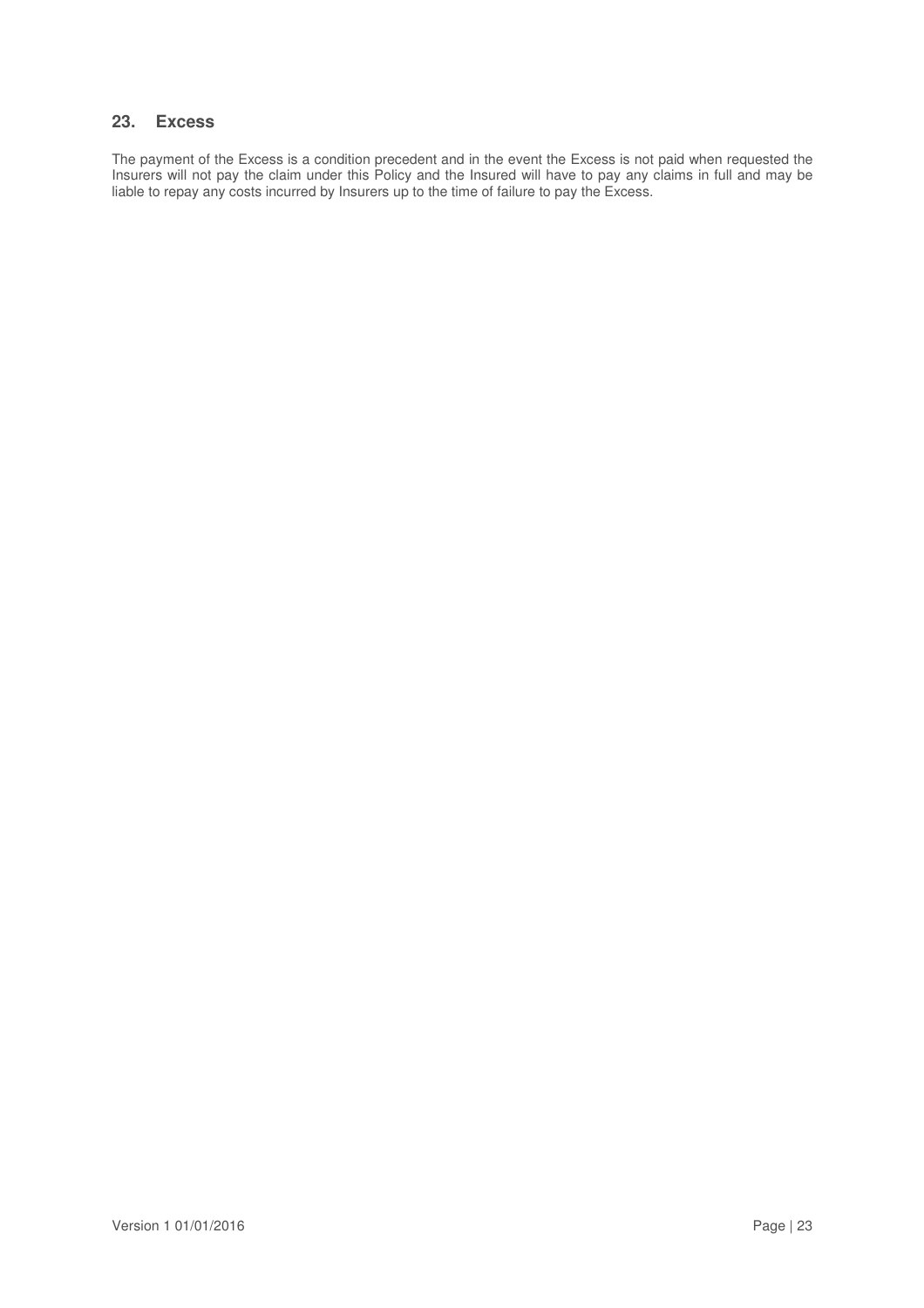## 23. Excess

The payment of the Excess is a condition precedent and in the event the Excess is not paid when requested the Insurers will not pay the claim under this Policy and the Insured will have to pay any claims in full and may be liable to repay any costs incurred by Insurers up to the time of failure to pay the Excess.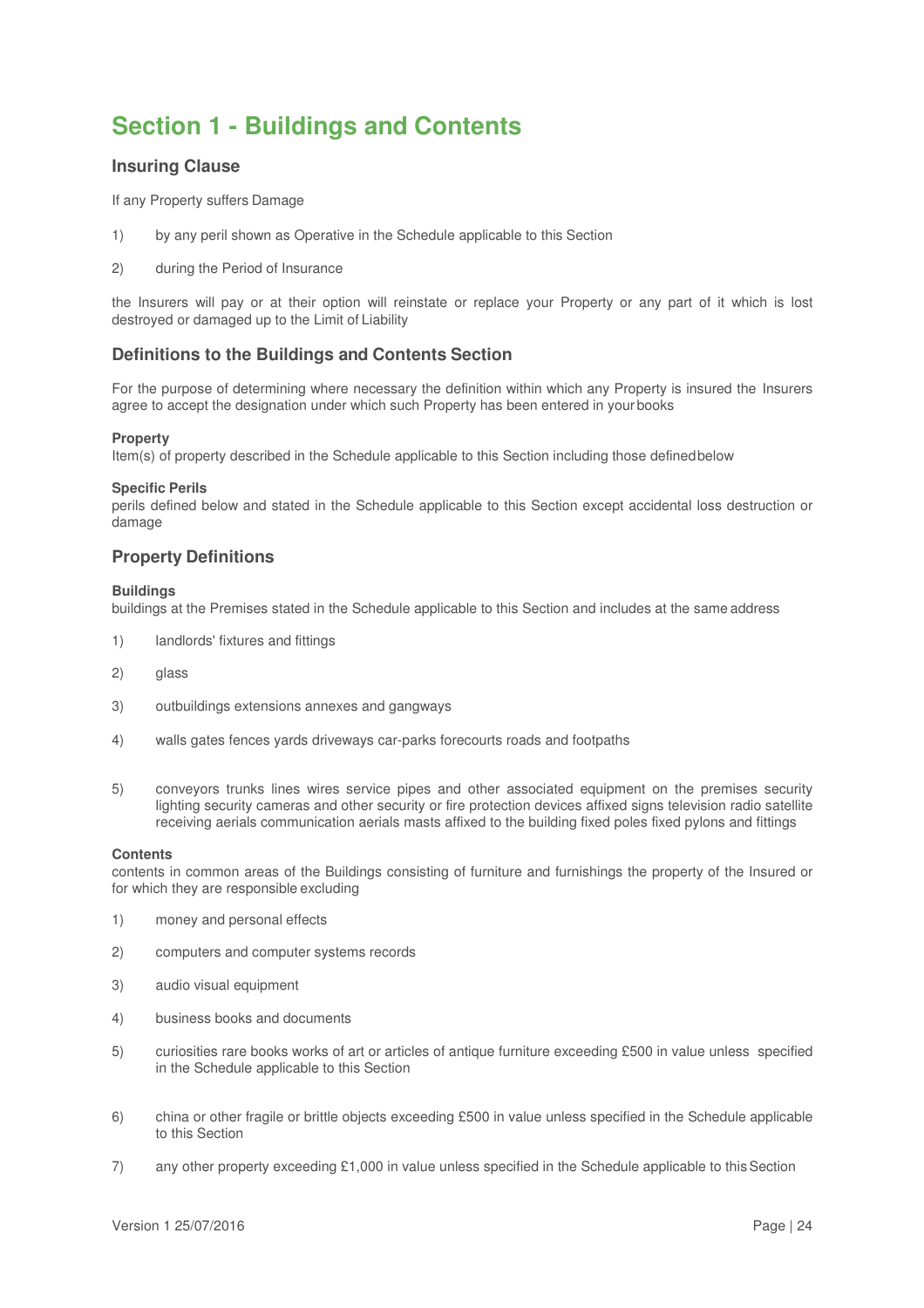# Section 1 - Buildings and Contents

## Insuring Clause

If any Property suffers Damage

1) by any peril shown as Operative in the Schedule applicable to this Section
2) during the Period of Insurance

the Insurers will pay or at their option will reinstate or replace your Property or any part of it which is lost destroyed or damaged up to the Limit of Liability

## Definitions to the Buildings and Contents Section

For the purpose of determining where necessary the definition within which any Property is insured the Insurers agree to accept the designation under which such Property has been entered in your books

**Property**
Item(s) of property described in the Schedule applicable to this Section including those defined below

**Specific Perils**
perils defined below and stated in the Schedule applicable to this Section except accidental loss destruction or damage

## Property Definitions

**Buildings**
buildings at the Premises stated in the Schedule applicable to this Section and includes at the same address

1) landlords' fixtures and fittings
2) glass
3) outbuildings extensions annexes and gangways
4) walls gates fences yards driveways car-parks forecourts roads and footpaths
5) conveyors trunks lines wires service pipes and other associated equipment on the premises security lighting security cameras and other security or fire protection devices affixed signs television radio satellite receiving aerials communication aerials masts affixed to the building fixed poles fixed pylons and fittings

**Contents**
contents in common areas of the Buildings consisting of furniture and furnishings the property of the Insured or for which they are responsible excluding

1) money and personal effects
2) computers and computer systems records
3) audio visual equipment
4) business books and documents
5) curiosities rare books works of art or articles of antique furniture exceeding £500 in value unless specified in the Schedule applicable to this Section
6) china or other fragile or brittle objects exceeding £500 in value unless specified in the Schedule applicable to this Section
7) any other property exceeding £1,000 in value unless specified in the Schedule applicable to this Section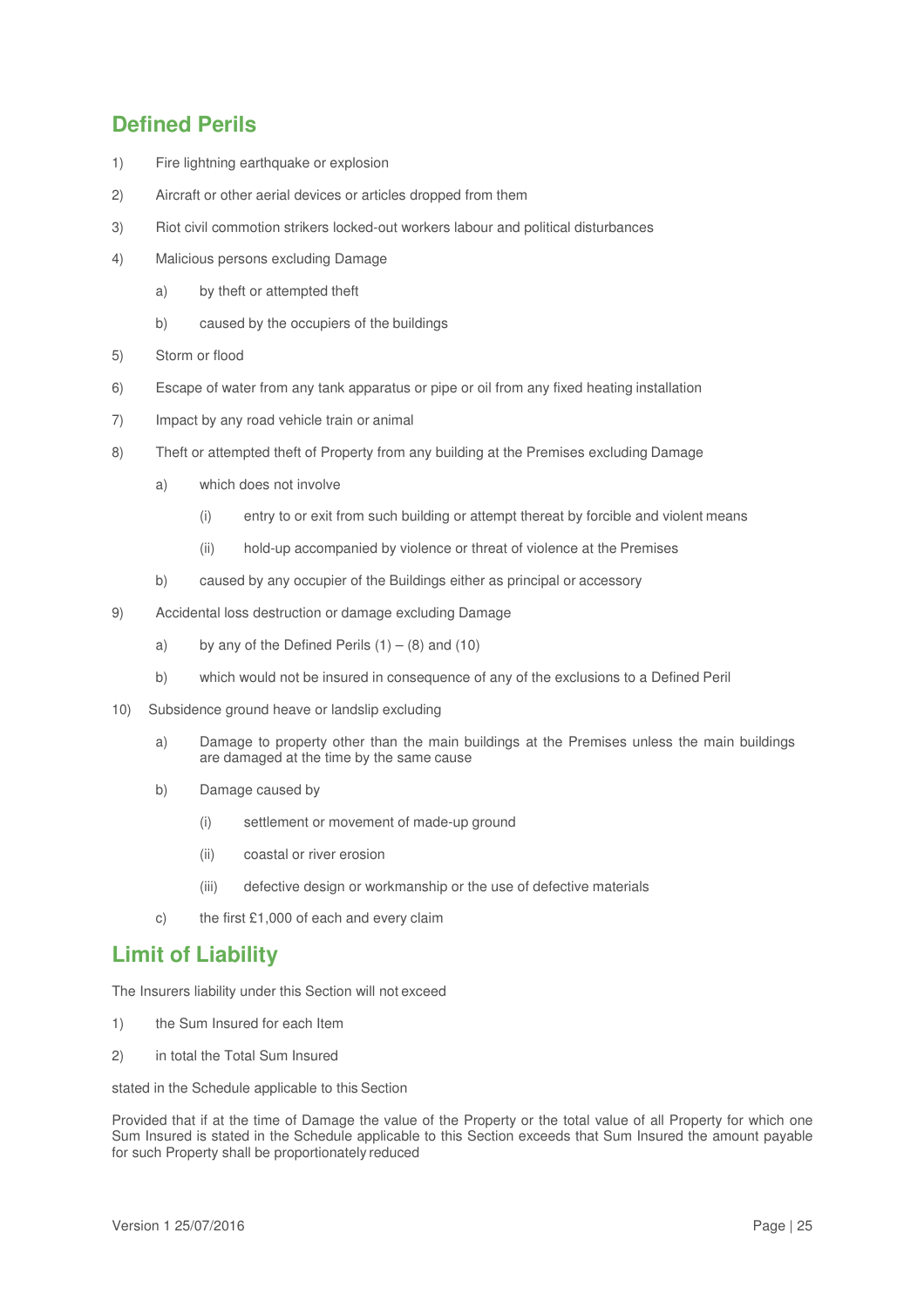## Defined Perils

1) Fire lightning earthquake or explosion

2) Aircraft or other aerial devices or articles dropped from them

3) Riot civil commotion strikers locked-out workers labour and political disturbances

4) Malicious persons excluding Damage

   a) by theft or attempted theft

   b) caused by the occupiers of the buildings

5) Storm or flood

6) Escape of water from any tank apparatus or pipe or oil from any fixed heating installation

7) Impact by any road vehicle train or animal

8) Theft or attempted theft of Property from any building at the Premises excluding Damage

   a) which does not involve

      (i) entry to or exit from such building or attempt thereat by forcible and violent means

      (ii) hold-up accompanied by violence or threat of violence at the Premises

   b) caused by any occupier of the Buildings either as principal or accessory

9) Accidental loss destruction or damage excluding Damage

   a) by any of the Defined Perils (1) – (8) and (10)

   b) which would not be insured in consequence of any of the exclusions to a Defined Peril

10) Subsidence ground heave or landslip excluding

   a) Damage to property other than the main buildings at the Premises unless the main buildings are damaged at the time by the same cause

   b) Damage caused by

      (i) settlement or movement of made-up ground

      (ii) coastal or river erosion

      (iii) defective design or workmanship or the use of defective materials

   c) the first £1,000 of each and every claim

## Limit of Liability

The Insurers liability under this Section will not exceed

1) the Sum Insured for each Item

2) in total the Total Sum Insured

stated in the Schedule applicable to this Section

Provided that if at the time of Damage the value of the Property or the total value of all Property for which one Sum Insured is stated in the Schedule applicable to this Section exceeds that Sum Insured the amount payable for such Property shall be proportionately reduced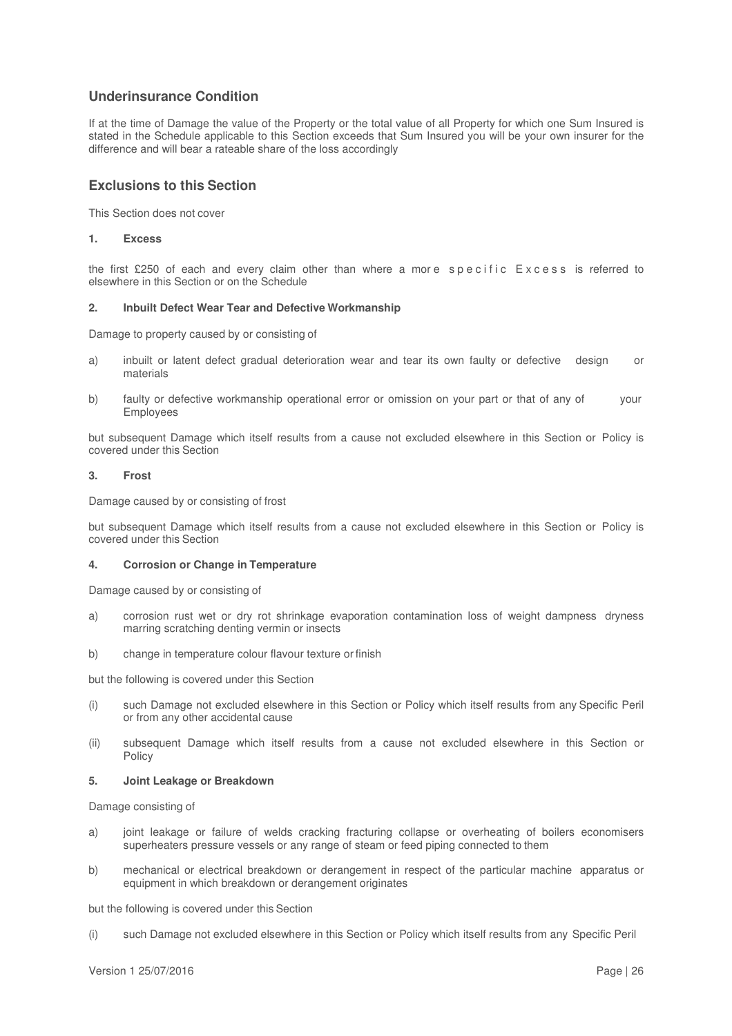## Underinsurance Condition

If at the time of Damage the value of the Property or the total value of all Property for which one Sum Insured is stated in the Schedule applicable to this Section exceeds that Sum Insured you will be your own insurer for the difference and will bear a rateable share of the loss accordingly

## Exclusions to this Section

This Section does not cover

**1. Excess**

the first £250 of each and every claim other than where a more specific Excess is referred to elsewhere in this Section or on the Schedule

**2. Inbuilt Defect Wear Tear and Defective Workmanship**

Damage to property caused by or consisting of

a) inbuilt or latent defect gradual deterioration wear and tear its own faulty or defective design or materials

b) faulty or defective workmanship operational error or omission on your part or that of any of your Employees

but subsequent Damage which itself results from a cause not excluded elsewhere in this Section or Policy is covered under this Section

**3. Frost**

Damage caused by or consisting of frost

but subsequent Damage which itself results from a cause not excluded elsewhere in this Section or Policy is covered under this Section

**4. Corrosion or Change in Temperature**

Damage caused by or consisting of

a) corrosion rust wet or dry rot shrinkage evaporation contamination loss of weight dampness dryness marring scratching denting vermin or insects

b) change in temperature colour flavour texture or finish

but the following is covered under this Section

(i) such Damage not excluded elsewhere in this Section or Policy which itself results from any Specific Peril or from any other accidental cause

(ii) subsequent Damage which itself results from a cause not excluded elsewhere in this Section or Policy

**5. Joint Leakage or Breakdown**

Damage consisting of

a) joint leakage or failure of welds cracking fracturing collapse or overheating of boilers economisers superheaters pressure vessels or any range of steam or feed piping connected to them

b) mechanical or electrical breakdown or derangement in respect of the particular machine apparatus or equipment in which breakdown or derangement originates

but the following is covered under this Section

(i) such Damage not excluded elsewhere in this Section or Policy which itself results from any Specific Peril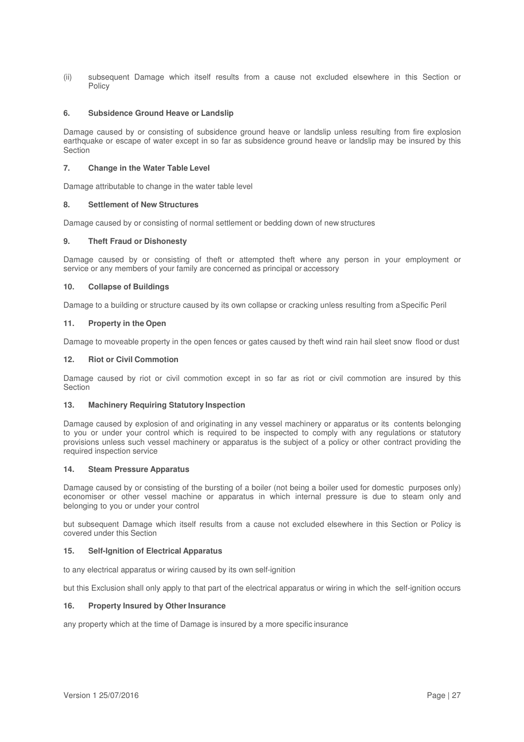(ii) subsequent Damage which itself results from a cause not excluded elsewhere in this Section or Policy

**6. Subsidence Ground Heave or Landslip**

Damage caused by or consisting of subsidence ground heave or landslip unless resulting from fire explosion earthquake or escape of water except in so far as subsidence ground heave or landslip may be insured by this Section

**7. Change in the Water Table Level**

Damage attributable to change in the water table level

**8. Settlement of New Structures**

Damage caused by or consisting of normal settlement or bedding down of new structures

**9. Theft Fraud or Dishonesty**

Damage caused by or consisting of theft or attempted theft where any person in your employment or service or any members of your family are concerned as principal or accessory

**10. Collapse of Buildings**

Damage to a building or structure caused by its own collapse or cracking unless resulting from a Specific Peril

**11. Property in the Open**

Damage to moveable property in the open fences or gates caused by theft wind rain hail sleet snow flood or dust

**12. Riot or Civil Commotion**

Damage caused by riot or civil commotion except in so far as riot or civil commotion are insured by this Section

**13. Machinery Requiring Statutory Inspection**

Damage caused by explosion of and originating in any vessel machinery or apparatus or its contents belonging to you or under your control which is required to be inspected to comply with any regulations or statutory provisions unless such vessel machinery or apparatus is the subject of a policy or other contract providing the required inspection service

**14. Steam Pressure Apparatus**

Damage caused by or consisting of the bursting of a boiler (not being a boiler used for domestic purposes only) economiser or other vessel machine or apparatus in which internal pressure is due to steam only and belonging to you or under your control

but subsequent Damage which itself results from a cause not excluded elsewhere in this Section or Policy is covered under this Section

**15. Self-Ignition of Electrical Apparatus**

to any electrical apparatus or wiring caused by its own self-ignition

but this Exclusion shall only apply to that part of the electrical apparatus or wiring in which the self-ignition occurs

**16. Property Insured by Other Insurance**

any property which at the time of Damage is insured by a more specific insurance

Version 1 25/07/2016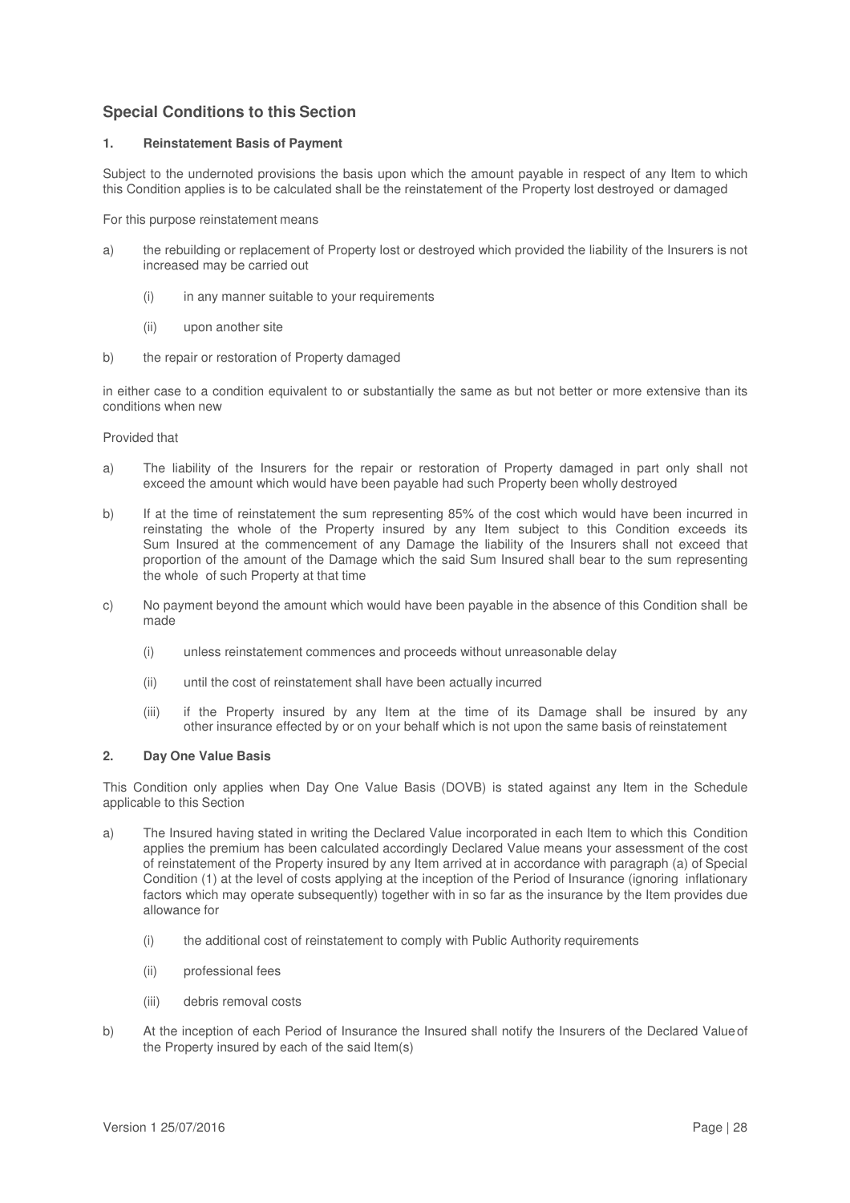## Special Conditions to this Section

### 1. Reinstatement Basis of Payment

Subject to the undernoted provisions the basis upon which the amount payable in respect of any Item to which this Condition applies is to be calculated shall be the reinstatement of the Property lost destroyed or damaged

For this purpose reinstatement means

a) the rebuilding or replacement of Property lost or destroyed which provided the liability of the Insurers is not increased may be carried out

   (i) in any manner suitable to your requirements

   (ii) upon another site

b) the repair or restoration of Property damaged

in either case to a condition equivalent to or substantially the same as but not better or more extensive than its conditions when new

Provided that

a) The liability of the Insurers for the repair or restoration of Property damaged in part only shall not exceed the amount which would have been payable had such Property been wholly destroyed

b) If at the time of reinstatement the sum representing 85% of the cost which would have been incurred in reinstating the whole of the Property insured by any Item subject to this Condition exceeds its Sum Insured at the commencement of any Damage the liability of the Insurers shall not exceed that proportion of the amount of the Damage which the said Sum Insured shall bear to the sum representing the whole of such Property at that time

c) No payment beyond the amount which would have been payable in the absence of this Condition shall be made

   (i) unless reinstatement commences and proceeds without unreasonable delay

   (ii) until the cost of reinstatement shall have been actually incurred

   (iii) if the Property insured by any Item at the time of its Damage shall be insured by any other insurance effected by or on your behalf which is not upon the same basis of reinstatement

### 2. Day One Value Basis

This Condition only applies when Day One Value Basis (DOVB) is stated against any Item in the Schedule applicable to this Section

a) The Insured having stated in writing the Declared Value incorporated in each Item to which this Condition applies the premium has been calculated accordingly Declared Value means your assessment of the cost of reinstatement of the Property insured by any Item arrived at in accordance with paragraph (a) of Special Condition (1) at the level of costs applying at the inception of the Period of Insurance (ignoring inflationary factors which may operate subsequently) together with in so far as the insurance by the Item provides due allowance for

   (i) the additional cost of reinstatement to comply with Public Authority requirements

   (ii) professional fees

   (iii) debris removal costs

b) At the inception of each Period of Insurance the Insured shall notify the Insurers of the Declared Value of the Property insured by each of the said Item(s)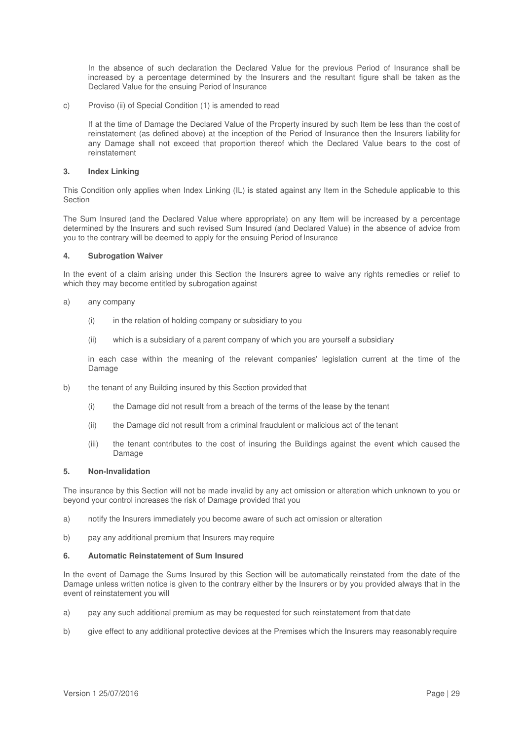In the absence of such declaration the Declared Value for the previous Period of Insurance shall be increased by a percentage determined by the Insurers and the resultant figure shall be taken as the Declared Value for the ensuing Period of Insurance

c) Proviso (ii) of Special Condition (1) is amended to read

If at the time of Damage the Declared Value of the Property insured by such Item be less than the cost of reinstatement (as defined above) at the inception of the Period of Insurance then the Insurers liability for any Damage shall not exceed that proportion thereof which the Declared Value bears to the cost of reinstatement

### 3. Index Linking

This Condition only applies when Index Linking (IL) is stated against any Item in the Schedule applicable to this Section

The Sum Insured (and the Declared Value where appropriate) on any Item will be increased by a percentage determined by the Insurers and such revised Sum Insured (and Declared Value) in the absence of advice from you to the contrary will be deemed to apply for the ensuing Period of Insurance

### 4. Subrogation Waiver

In the event of a claim arising under this Section the Insurers agree to waive any rights remedies or relief to which they may become entitled by subrogation against

a) any company

    (i) in the relation of holding company or subsidiary to you

    (ii) which is a subsidiary of a parent company of which you are yourself a subsidiary

    in each case within the meaning of the relevant companies' legislation current at the time of the Damage

b) the tenant of any Building insured by this Section provided that

    (i) the Damage did not result from a breach of the terms of the lease by the tenant

    (ii) the Damage did not result from a criminal fraudulent or malicious act of the tenant

    (iii) the tenant contributes to the cost of insuring the Buildings against the event which caused the Damage

### 5. Non-Invalidation

The insurance by this Section will not be made invalid by any act omission or alteration which unknown to you or beyond your control increases the risk of Damage provided that you

a) notify the Insurers immediately you become aware of such act omission or alteration

b) pay any additional premium that Insurers may require

### 6. Automatic Reinstatement of Sum Insured

In the event of Damage the Sums Insured by this Section will be automatically reinstated from the date of the Damage unless written notice is given to the contrary either by the Insurers or by you provided always that in the event of reinstatement you will

a) pay any such additional premium as may be requested for such reinstatement from that date

b) give effect to any additional protective devices at the Premises which the Insurers may reasonably require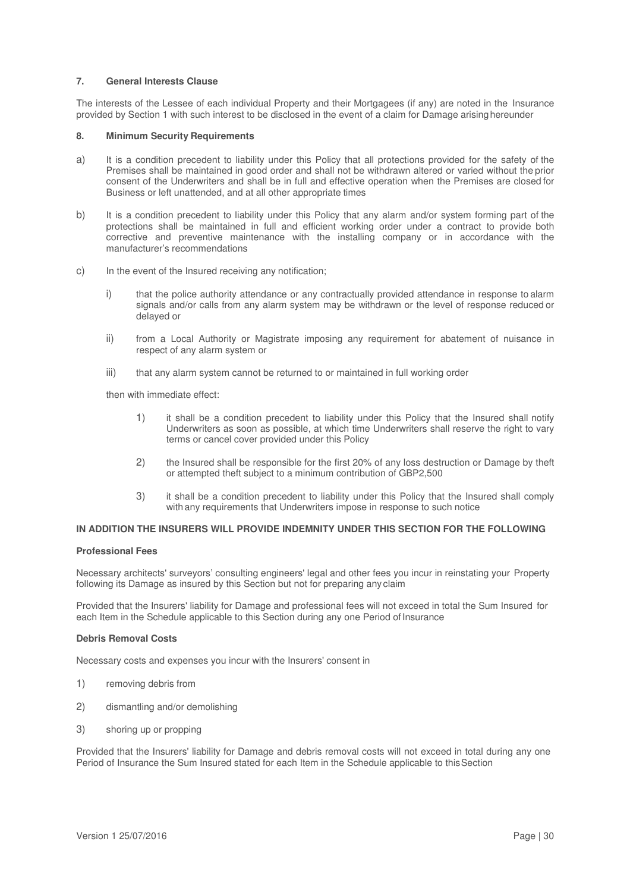**7. General Interests Clause**

The interests of the Lessee of each individual Property and their Mortgagees (if any) are noted in the Insurance provided by Section 1 with such interest to be disclosed in the event of a claim for Damage arising hereunder

**8. Minimum Security Requirements**

a) It is a condition precedent to liability under this Policy that all protections provided for the safety of the Premises shall be maintained in good order and shall not be withdrawn altered or varied without the prior consent of the Underwriters and shall be in full and effective operation when the Premises are closed for Business or left unattended, and at all other appropriate times

b) It is a condition precedent to liability under this Policy that any alarm and/or system forming part of the protections shall be maintained in full and efficient working order under a contract to provide both corrective and preventive maintenance with the installing company or in accordance with the manufacturer's recommendations

c) In the event of the Insured receiving any notification;

   i) that the police authority attendance or any contractually provided attendance in response to alarm signals and/or calls from any alarm system may be withdrawn or the level of response reduced or delayed or

   ii) from a Local Authority or Magistrate imposing any requirement for abatement of nuisance in respect of any alarm system or

   iii) that any alarm system cannot be returned to or maintained in full working order

   then with immediate effect:

      1) it shall be a condition precedent to liability under this Policy that the Insured shall notify Underwriters as soon as possible, at which time Underwriters shall reserve the right to vary terms or cancel cover provided under this Policy

      2) the Insured shall be responsible for the first 20% of any loss destruction or Damage by theft or attempted theft subject to a minimum contribution of GBP2,500

      3) it shall be a condition precedent to liability under this Policy that the Insured shall comply with any requirements that Underwriters impose in response to such notice

**IN ADDITION THE INSURERS WILL PROVIDE INDEMNITY UNDER THIS SECTION FOR THE FOLLOWING**

**Professional Fees**

Necessary architects' surveyors' consulting engineers' legal and other fees you incur in reinstating your Property following its Damage as insured by this Section but not for preparing any claim

Provided that the Insurers' liability for Damage and professional fees will not exceed in total the Sum Insured for each Item in the Schedule applicable to this Section during any one Period of Insurance

**Debris Removal Costs**

Necessary costs and expenses you incur with the Insurers' consent in

1) removing debris from

2) dismantling and/or demolishing

3) shoring up or propping

Provided that the Insurers' liability for Damage and debris removal costs will not exceed in total during any one Period of Insurance the Sum Insured stated for each Item in the Schedule applicable to this Section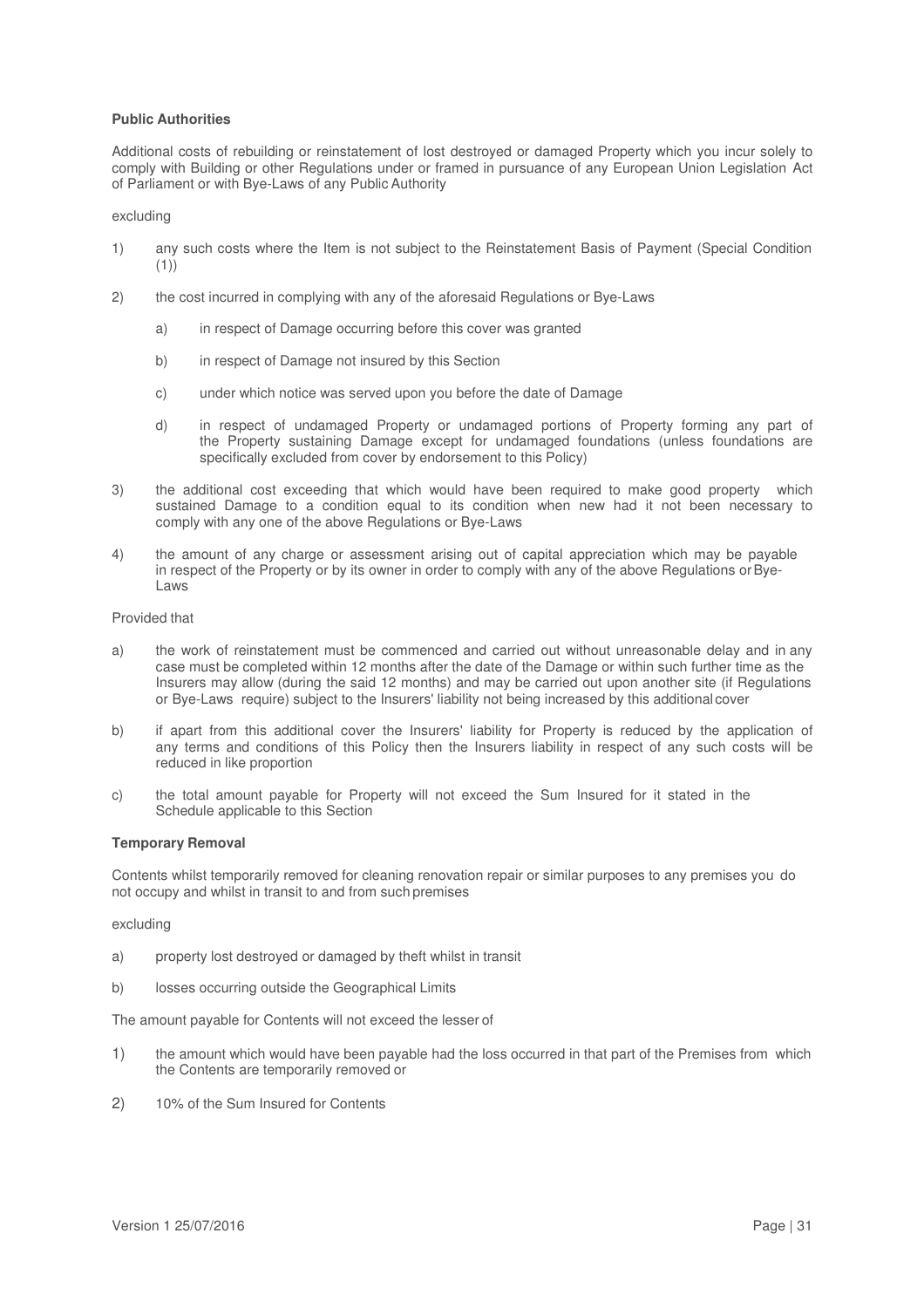**Public Authorities**

Additional costs of rebuilding or reinstatement of lost destroyed or damaged Property which you incur solely to comply with Building or other Regulations under or framed in pursuance of any European Union Legislation Act of Parliament or with Bye-Laws of any Public Authority

excluding

1) any such costs where the Item is not subject to the Reinstatement Basis of Payment (Special Condition (1))

2) the cost incurred in complying with any of the aforesaid Regulations or Bye-Laws

    a) in respect of Damage occurring before this cover was granted

    b) in respect of Damage not insured by this Section

    c) under which notice was served upon you before the date of Damage

    d) in respect of undamaged Property or undamaged portions of Property forming any part of the Property sustaining Damage except for undamaged foundations (unless foundations are specifically excluded from cover by endorsement to this Policy)

3) the additional cost exceeding that which would have been required to make good property which sustained Damage to a condition equal to its condition when new had it not been necessary to comply with any one of the above Regulations or Bye-Laws

4) the amount of any charge or assessment arising out of capital appreciation which may be payable in respect of the Property or by its owner in order to comply with any of the above Regulations or Bye-Laws

Provided that

a) the work of reinstatement must be commenced and carried out without unreasonable delay and in any case must be completed within 12 months after the date of the Damage or within such further time as the Insurers may allow (during the said 12 months) and may be carried out upon another site (if Regulations or Bye-Laws require) subject to the Insurers' liability not being increased by this additional cover

b) if apart from this additional cover the Insurers' liability for Property is reduced by the application of any terms and conditions of this Policy then the Insurers liability in respect of any such costs will be reduced in like proportion

c) the total amount payable for Property will not exceed the Sum Insured for it stated in the Schedule applicable to this Section

**Temporary Removal**

Contents whilst temporarily removed for cleaning renovation repair or similar purposes to any premises you do not occupy and whilst in transit to and from such premises

excluding

a) property lost destroyed or damaged by theft whilst in transit

b) losses occurring outside the Geographical Limits

The amount payable for Contents will not exceed the lesser of

1) the amount which would have been payable had the loss occurred in that part of the Premises from which the Contents are temporarily removed or

2) 10% of the Sum Insured for Contents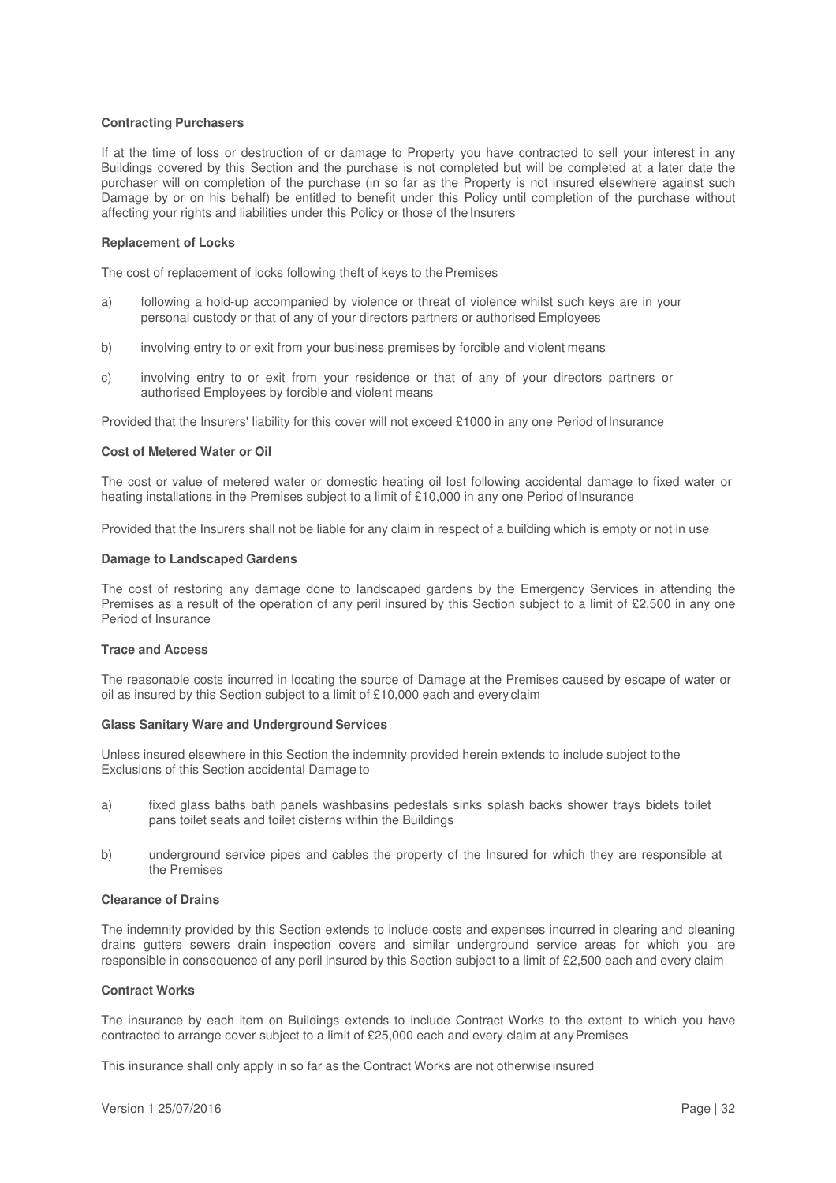**Contracting Purchasers**

If at the time of loss or destruction of or damage to Property you have contracted to sell your interest in any Buildings covered by this Section and the purchase is not completed but will be completed at a later date the purchaser will on completion of the purchase (in so far as the Property is not insured elsewhere against such Damage by or on his behalf) be entitled to benefit under this Policy until completion of the purchase without affecting your rights and liabilities under this Policy or those of the Insurers

**Replacement of Locks**

The cost of replacement of locks following theft of keys to the Premises

a) following a hold-up accompanied by violence or threat of violence whilst such keys are in your personal custody or that of any of your directors partners or authorised Employees

b) involving entry to or exit from your business premises by forcible and violent means

c) involving entry to or exit from your residence or that of any of your directors partners or authorised Employees by forcible and violent means

Provided that the Insurers' liability for this cover will not exceed £1000 in any one Period of Insurance

**Cost of Metered Water or Oil**

The cost or value of metered water or domestic heating oil lost following accidental damage to fixed water or heating installations in the Premises subject to a limit of £10,000 in any one Period of Insurance

Provided that the Insurers shall not be liable for any claim in respect of a building which is empty or not in use

**Damage to Landscaped Gardens**

The cost of restoring any damage done to landscaped gardens by the Emergency Services in attending the Premises as a result of the operation of any peril insured by this Section subject to a limit of £2,500 in any one Period of Insurance

**Trace and Access**

The reasonable costs incurred in locating the source of Damage at the Premises caused by escape of water or oil as insured by this Section subject to a limit of £10,000 each and every claim

**Glass Sanitary Ware and Underground Services**

Unless insured elsewhere in this Section the indemnity provided herein extends to include subject to the Exclusions of this Section accidental Damage to

a) fixed glass baths bath panels washbasins pedestals sinks splash backs shower trays bidets toilet pans toilet seats and toilet cisterns within the Buildings

b) underground service pipes and cables the property of the Insured for which they are responsible at the Premises

**Clearance of Drains**

The indemnity provided by this Section extends to include costs and expenses incurred in clearing and cleaning drains gutters sewers drain inspection covers and similar underground service areas for which you are responsible in consequence of any peril insured by this Section subject to a limit of £2,500 each and every claim

**Contract Works**

The insurance by each item on Buildings extends to include Contract Works to the extent to which you have contracted to arrange cover subject to a limit of £25,000 each and every claim at any Premises

This insurance shall only apply in so far as the Contract Works are not otherwise insured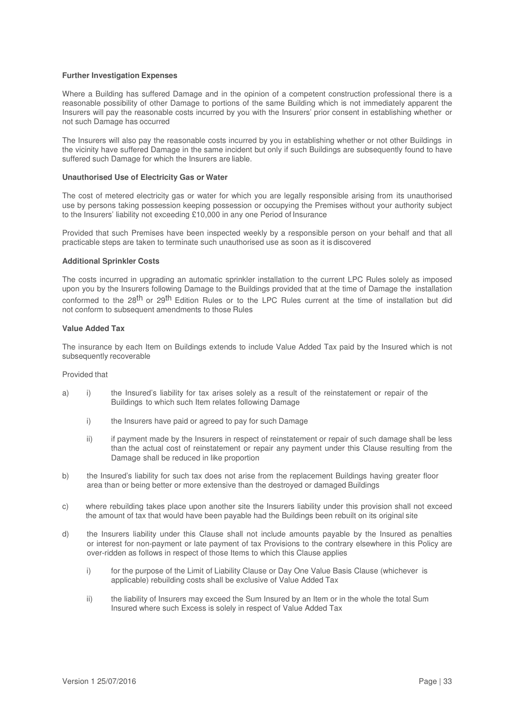**Further Investigation Expenses**

Where a Building has suffered Damage and in the opinion of a competent construction professional there is a reasonable possibility of other Damage to portions of the same Building which is not immediately apparent the Insurers will pay the reasonable costs incurred by you with the Insurers' prior consent in establishing whether or not such Damage has occurred

The Insurers will also pay the reasonable costs incurred by you in establishing whether or not other Buildings in the vicinity have suffered Damage in the same incident but only if such Buildings are subsequently found to have suffered such Damage for which the Insurers are liable.

**Unauthorised Use of Electricity Gas or Water**

The cost of metered electricity gas or water for which you are legally responsible arising from its unauthorised use by persons taking possession keeping possession or occupying the Premises without your authority subject to the Insurers' liability not exceeding £10,000 in any one Period of Insurance

Provided that such Premises have been inspected weekly by a responsible person on your behalf and that all practicable steps are taken to terminate such unauthorised use as soon as it is discovered

**Additional Sprinkler Costs**

The costs incurred in upgrading an automatic sprinkler installation to the current LPC Rules solely as imposed upon you by the Insurers following Damage to the Buildings provided that at the time of Damage the installation conformed to the 28th or 29th Edition Rules or to the LPC Rules current at the time of installation but did not conform to subsequent amendments to those Rules

**Value Added Tax**

The insurance by each Item on Buildings extends to include Value Added Tax paid by the Insured which is not subsequently recoverable

Provided that

a) i) the Insured's liability for tax arises solely as a result of the reinstatement or repair of the Buildings to which such Item relates following Damage

   i) the Insurers have paid or agreed to pay for such Damage

   ii) if payment made by the Insurers in respect of reinstatement or repair of such damage shall be less than the actual cost of reinstatement or repair any payment under this Clause resulting from the Damage shall be reduced in like proportion

b) the Insured's liability for such tax does not arise from the replacement Buildings having greater floor area than or being better or more extensive than the destroyed or damaged Buildings

c) where rebuilding takes place upon another site the Insurers liability under this provision shall not exceed the amount of tax that would have been payable had the Buildings been rebuilt on its original site

d) the Insurers liability under this Clause shall not include amounts payable by the Insured as penalties or interest for non-payment or late payment of tax Provisions to the contrary elsewhere in this Policy are over-ridden as follows in respect of those Items to which this Clause applies

   i) for the purpose of the Limit of Liability Clause or Day One Value Basis Clause (whichever is applicable) rebuilding costs shall be exclusive of Value Added Tax

   ii) the liability of Insurers may exceed the Sum Insured by an Item or in the whole the total Sum Insured where such Excess is solely in respect of Value Added Tax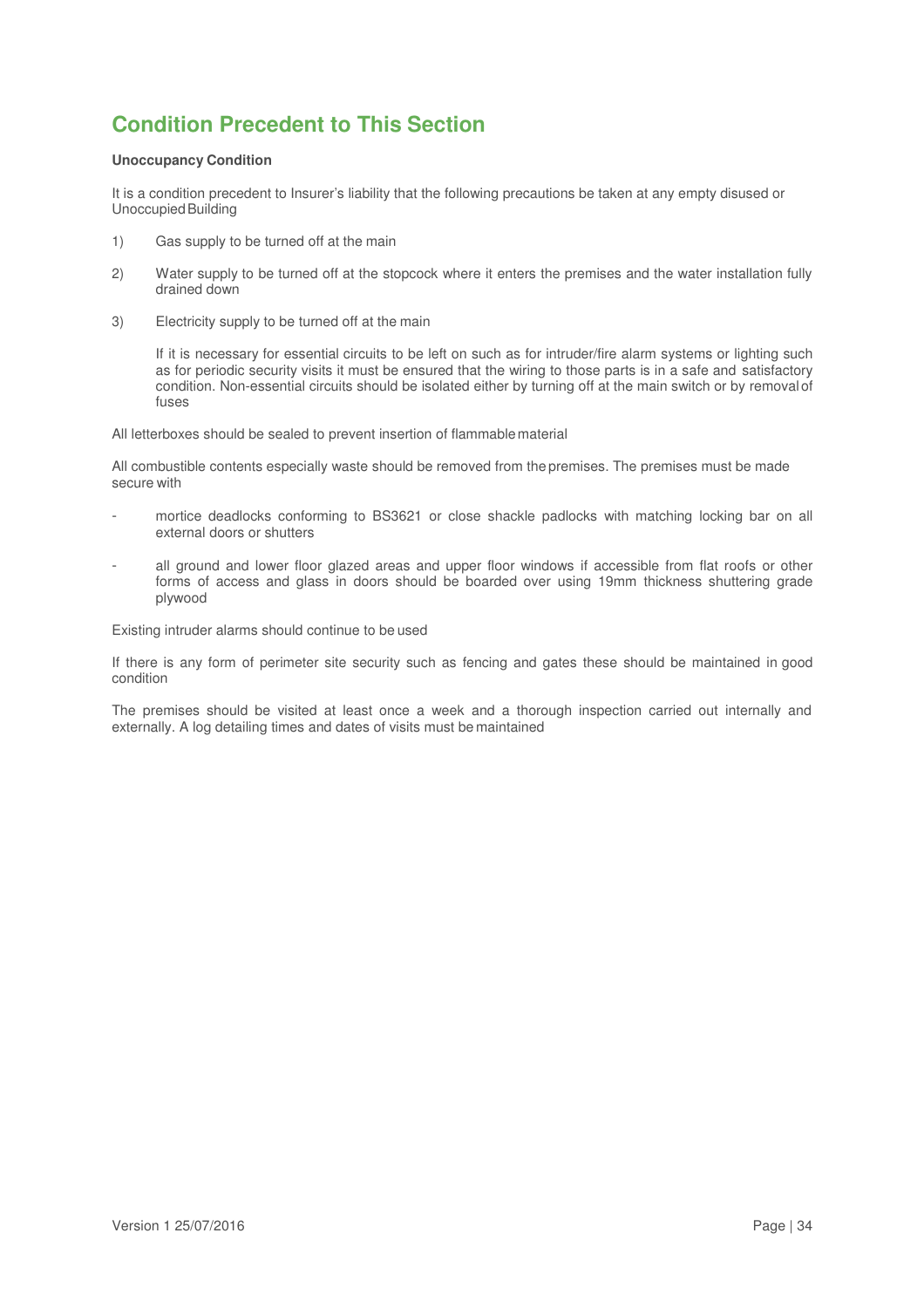## Condition Precedent to This Section

**Unoccupancy Condition**

It is a condition precedent to Insurer's liability that the following precautions be taken at any empty disused or Unoccupied Building

1) Gas supply to be turned off at the main

2) Water supply to be turned off at the stopcock where it enters the premises and the water installation fully drained down

3) Electricity supply to be turned off at the main

   If it is necessary for essential circuits to be left on such as for intruder/fire alarm systems or lighting such as for periodic security visits it must be ensured that the wiring to those parts is in a safe and satisfactory condition. Non-essential circuits should be isolated either by turning off at the main switch or by removal of fuses

All letterboxes should be sealed to prevent insertion of flammable material

All combustible contents especially waste should be removed from the premises. The premises must be made secure with

- mortice deadlocks conforming to BS3621 or close shackle padlocks with matching locking bar on all external doors or shutters
- all ground and lower floor glazed areas and upper floor windows if accessible from flat roofs or other forms of access and glass in doors should be boarded over using 19mm thickness shuttering grade plywood

Existing intruder alarms should continue to be used

If there is any form of perimeter site security such as fencing and gates these should be maintained in good condition

The premises should be visited at least once a week and a thorough inspection carried out internally and externally. A log detailing times and dates of visits must be maintained

Version 1 25/07/2016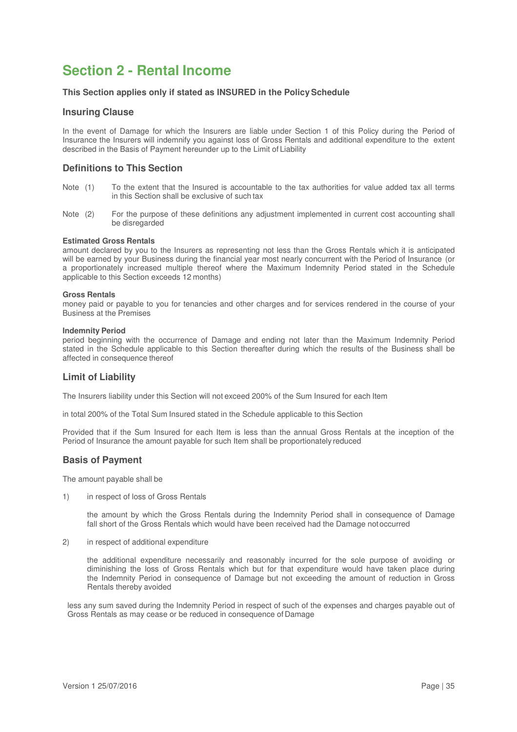# Section 2 - Rental Income

**This Section applies only if stated as INSURED in the Policy Schedule**

## Insuring Clause

In the event of Damage for which the Insurers are liable under Section 1 of this Policy during the Period of Insurance the Insurers will indemnify you against loss of Gross Rentals and additional expenditure to the extent described in the Basis of Payment hereunder up to the Limit of Liability

## Definitions to This Section

Note (1) To the extent that the Insured is accountable to the tax authorities for value added tax all terms in this Section shall be exclusive of such tax

Note (2) For the purpose of these definitions any adjustment implemented in current cost accounting shall be disregarded

**Estimated Gross Rentals**
amount declared by you to the Insurers as representing not less than the Gross Rentals which it is anticipated will be earned by your Business during the financial year most nearly concurrent with the Period of Insurance (or a proportionately increased multiple thereof where the Maximum Indemnity Period stated in the Schedule applicable to this Section exceeds 12 months)

**Gross Rentals**
money paid or payable to you for tenancies and other charges and for services rendered in the course of your Business at the Premises

**Indemnity Period**
period beginning with the occurrence of Damage and ending not later than the Maximum Indemnity Period stated in the Schedule applicable to this Section thereafter during which the results of the Business shall be affected in consequence thereof

## Limit of Liability

The Insurers liability under this Section will not exceed 200% of the Sum Insured for each Item

in total 200% of the Total Sum Insured stated in the Schedule applicable to this Section

Provided that if the Sum Insured for each Item is less than the annual Gross Rentals at the inception of the Period of Insurance the amount payable for such Item shall be proportionately reduced

## Basis of Payment

The amount payable shall be

1) in respect of loss of Gross Rentals

   the amount by which the Gross Rentals during the Indemnity Period shall in consequence of Damage fall short of the Gross Rentals which would have been received had the Damage not occurred

2) in respect of additional expenditure

   the additional expenditure necessarily and reasonably incurred for the sole purpose of avoiding or diminishing the loss of Gross Rentals which but for that expenditure would have taken place during the Indemnity Period in consequence of Damage but not exceeding the amount of reduction in Gross Rentals thereby avoided

less any sum saved during the Indemnity Period in respect of such of the expenses and charges payable out of Gross Rentals as may cease or be reduced in consequence of Damage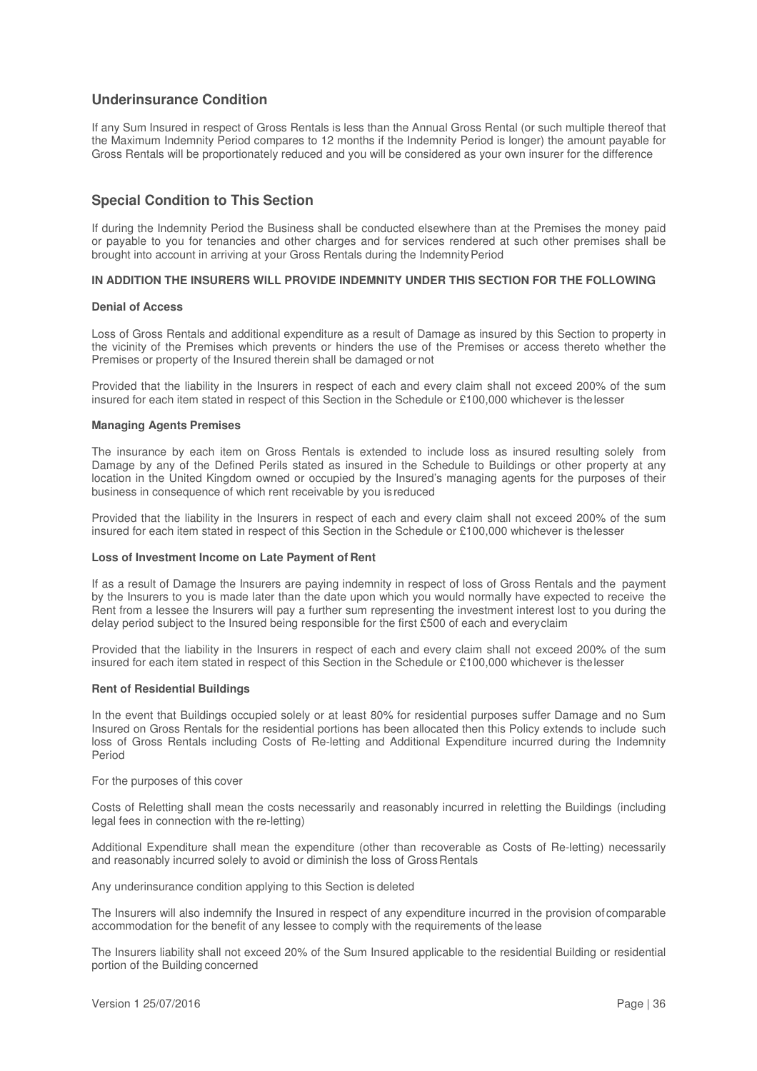## Underinsurance Condition

If any Sum Insured in respect of Gross Rentals is less than the Annual Gross Rental (or such multiple thereof that the Maximum Indemnity Period compares to 12 months if the Indemnity Period is longer) the amount payable for Gross Rentals will be proportionately reduced and you will be considered as your own insurer for the difference

## Special Condition to This Section

If during the Indemnity Period the Business shall be conducted elsewhere than at the Premises the money paid or payable to you for tenancies and other charges and for services rendered at such other premises shall be brought into account in arriving at your Gross Rentals during the Indemnity Period

**IN ADDITION THE INSURERS WILL PROVIDE INDEMNITY UNDER THIS SECTION FOR THE FOLLOWING**

#### Denial of Access

Loss of Gross Rentals and additional expenditure as a result of Damage as insured by this Section to property in the vicinity of the Premises which prevents or hinders the use of the Premises or access thereto whether the Premises or property of the Insured therein shall be damaged or not

Provided that the liability in the Insurers in respect of each and every claim shall not exceed 200% of the sum insured for each item stated in respect of this Section in the Schedule or £100,000 whichever is the lesser

#### Managing Agents Premises

The insurance by each item on Gross Rentals is extended to include loss as insured resulting solely from Damage by any of the Defined Perils stated as insured in the Schedule to Buildings or other property at any location in the United Kingdom owned or occupied by the Insured's managing agents for the purposes of their business in consequence of which rent receivable by you is reduced

Provided that the liability in the Insurers in respect of each and every claim shall not exceed 200% of the sum insured for each item stated in respect of this Section in the Schedule or £100,000 whichever is the lesser

#### Loss of Investment Income on Late Payment of Rent

If as a result of Damage the Insurers are paying indemnity in respect of loss of Gross Rentals and the payment by the Insurers to you is made later than the date upon which you would normally have expected to receive the Rent from a lessee the Insurers will pay a further sum representing the investment interest lost to you during the delay period subject to the Insured being responsible for the first £500 of each and every claim

Provided that the liability in the Insurers in respect of each and every claim shall not exceed 200% of the sum insured for each item stated in respect of this Section in the Schedule or £100,000 whichever is the lesser

#### Rent of Residential Buildings

In the event that Buildings occupied solely or at least 80% for residential purposes suffer Damage and no Sum Insured on Gross Rentals for the residential portions has been allocated then this Policy extends to include such loss of Gross Rentals including Costs of Re-letting and Additional Expenditure incurred during the Indemnity Period

For the purposes of this cover

Costs of Reletting shall mean the costs necessarily and reasonably incurred in reletting the Buildings (including legal fees in connection with the re-letting)

Additional Expenditure shall mean the expenditure (other than recoverable as Costs of Re-letting) necessarily and reasonably incurred solely to avoid or diminish the loss of Gross Rentals

Any underinsurance condition applying to this Section is deleted

The Insurers will also indemnify the Insured in respect of any expenditure incurred in the provision of comparable accommodation for the benefit of any lessee to comply with the requirements of the lease

The Insurers liability shall not exceed 20% of the Sum Insured applicable to the residential Building or residential portion of the Building concerned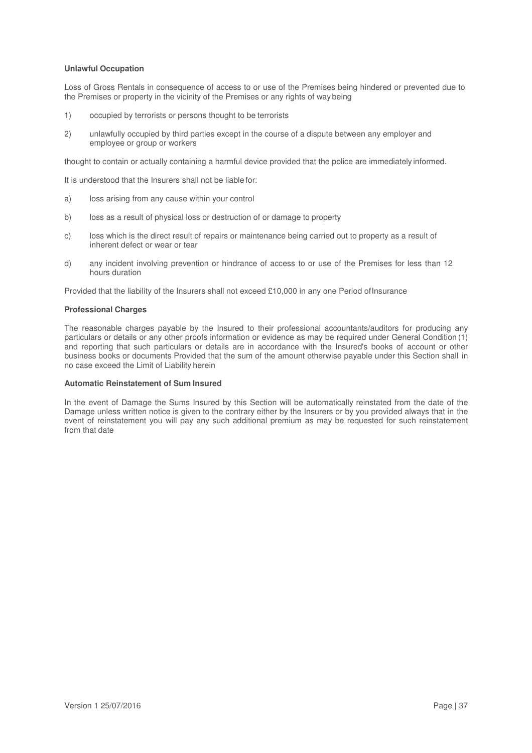**Unlawful Occupation**

Loss of Gross Rentals in consequence of access to or use of the Premises being hindered or prevented due to the Premises or property in the vicinity of the Premises or any rights of way being

1) occupied by terrorists or persons thought to be terrorists

2) unlawfully occupied by third parties except in the course of a dispute between any employer and employee or group or workers

thought to contain or actually containing a harmful device provided that the police are immediately informed.

It is understood that the Insurers shall not be liable for:

a) loss arising from any cause within your control

b) loss as a result of physical loss or destruction of or damage to property

c) loss which is the direct result of repairs or maintenance being carried out to property as a result of inherent defect or wear or tear

d) any incident involving prevention or hindrance of access to or use of the Premises for less than 12 hours duration

Provided that the liability of the Insurers shall not exceed £10,000 in any one Period of Insurance

**Professional Charges**

The reasonable charges payable by the Insured to their professional accountants/auditors for producing any particulars or details or any other proofs information or evidence as may be required under General Condition (1) and reporting that such particulars or details are in accordance with the Insured's books of account or other business books or documents Provided that the sum of the amount otherwise payable under this Section shall in no case exceed the Limit of Liability herein

**Automatic Reinstatement of Sum Insured**

In the event of Damage the Sums Insured by this Section will be automatically reinstated from the date of the Damage unless written notice is given to the contrary either by the Insurers or by you provided always that in the event of reinstatement you will pay any such additional premium as may be requested for such reinstatement from that date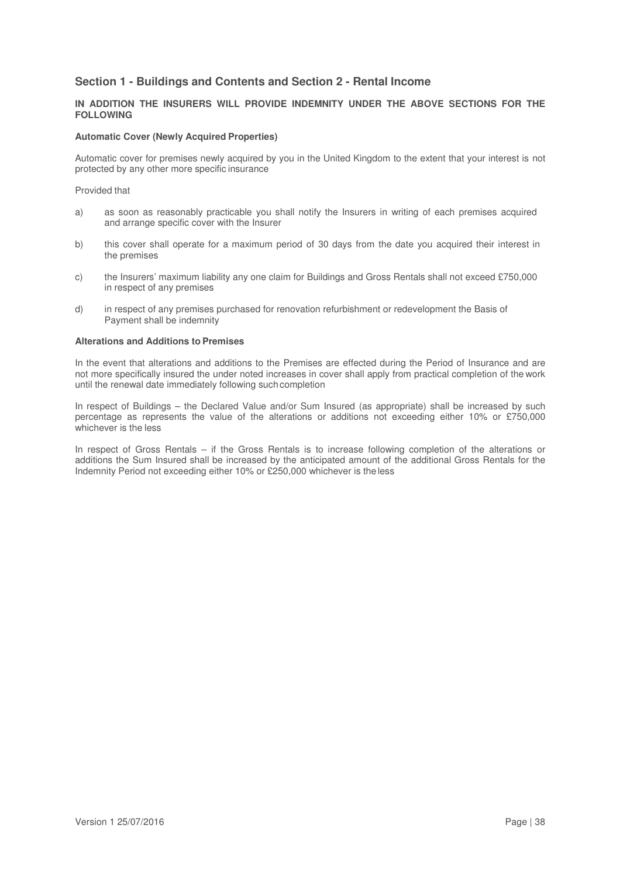## Section 1 - Buildings and Contents and Section 2 - Rental Income

**IN ADDITION THE INSURERS WILL PROVIDE INDEMNITY UNDER THE ABOVE SECTIONS FOR THE FOLLOWING**

**Automatic Cover (Newly Acquired Properties)**

Automatic cover for premises newly acquired by you in the United Kingdom to the extent that your interest is not protected by any other more specific insurance

Provided that

a) as soon as reasonably practicable you shall notify the Insurers in writing of each premises acquired and arrange specific cover with the Insurer

b) this cover shall operate for a maximum period of 30 days from the date you acquired their interest in the premises

c) the Insurers' maximum liability any one claim for Buildings and Gross Rentals shall not exceed £750,000 in respect of any premises

d) in respect of any premises purchased for renovation refurbishment or redevelopment the Basis of Payment shall be indemnity

**Alterations and Additions to Premises**

In the event that alterations and additions to the Premises are effected during the Period of Insurance and are not more specifically insured the under noted increases in cover shall apply from practical completion of the work until the renewal date immediately following such completion

In respect of Buildings – the Declared Value and/or Sum Insured (as appropriate) shall be increased by such percentage as represents the value of the alterations or additions not exceeding either 10% or £750,000 whichever is the less

In respect of Gross Rentals – if the Gross Rentals is to increase following completion of the alterations or additions the Sum Insured shall be increased by the anticipated amount of the additional Gross Rentals for the Indemnity Period not exceeding either 10% or £250,000 whichever is the less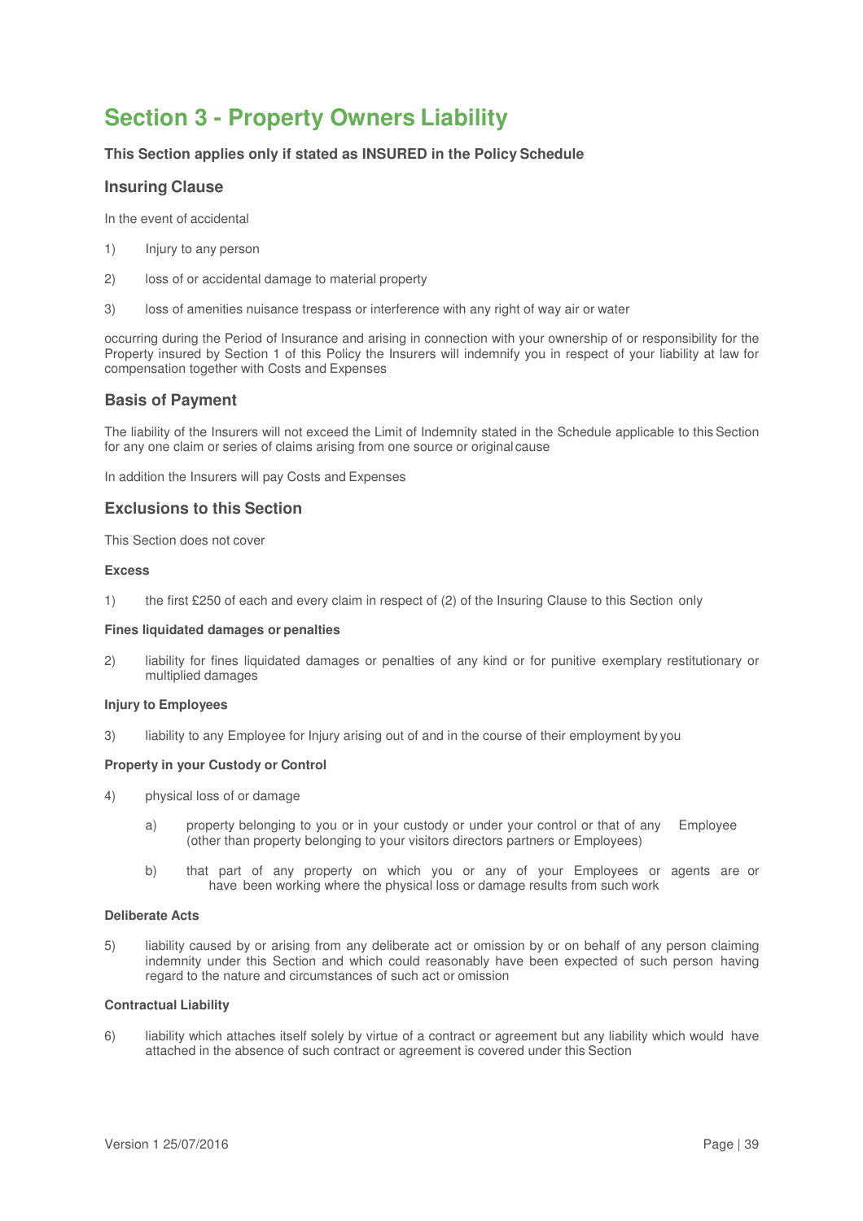# Section 3 - Property Owners Liability

**This Section applies only if stated as INSURED in the Policy Schedule**

## Insuring Clause

In the event of accidental

1) Injury to any person

2) loss of or accidental damage to material property

3) loss of amenities nuisance trespass or interference with any right of way air or water

occurring during the Period of Insurance and arising in connection with your ownership of or responsibility for the Property insured by Section 1 of this Policy the Insurers will indemnify you in respect of your liability at law for compensation together with Costs and Expenses

## Basis of Payment

The liability of the Insurers will not exceed the Limit of Indemnity stated in the Schedule applicable to this Section for any one claim or series of claims arising from one source or original cause

In addition the Insurers will pay Costs and Expenses

## Exclusions to this Section

This Section does not cover

**Excess**

1) the first £250 of each and every claim in respect of (2) of the Insuring Clause to this Section only

**Fines liquidated damages or penalties**

2) liability for fines liquidated damages or penalties of any kind or for punitive exemplary restitutionary or multiplied damages

**Injury to Employees**

3) liability to any Employee for Injury arising out of and in the course of their employment by you

**Property in your Custody or Control**

4) physical loss of or damage

   a) property belonging to you or in your custody or under your control or that of any Employee (other than property belonging to your visitors directors partners or Employees)

   b) that part of any property on which you or any of your Employees or agents are or have been working where the physical loss or damage results from such work

**Deliberate Acts**

5) liability caused by or arising from any deliberate act or omission by or on behalf of any person claiming indemnity under this Section and which could reasonably have been expected of such person having regard to the nature and circumstances of such act or omission

**Contractual Liability**

6) liability which attaches itself solely by virtue of a contract or agreement but any liability which would have attached in the absence of such contract or agreement is covered under this Section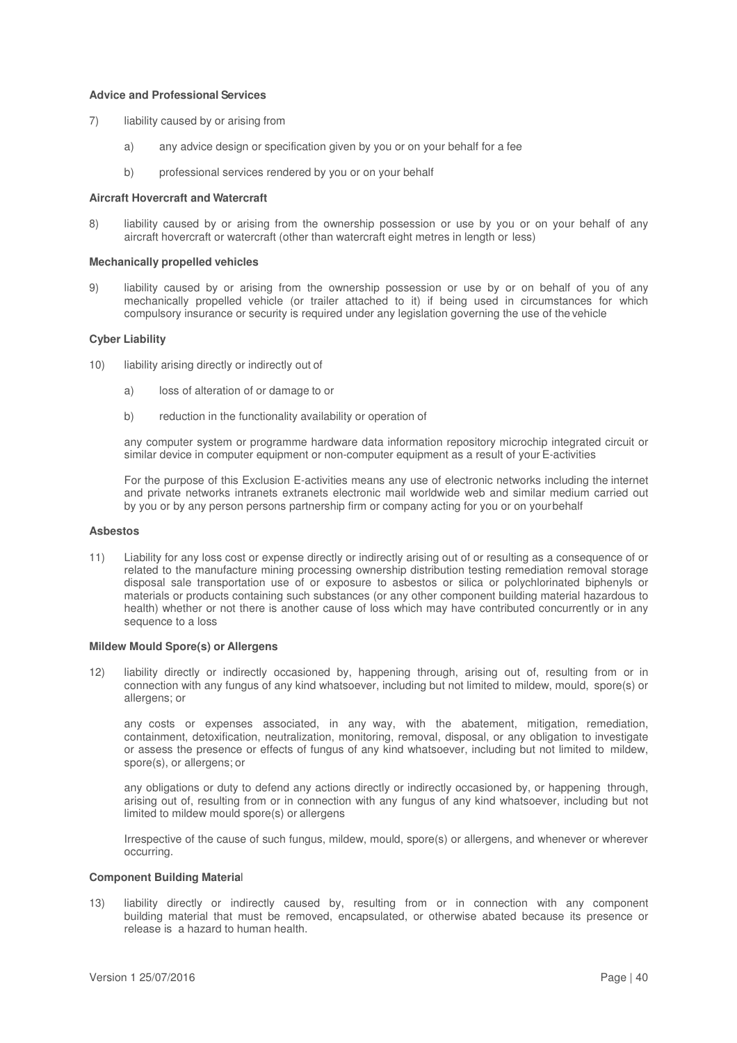**Advice and Professional Services**

7) liability caused by or arising from

   a) any advice design or specification given by you or on your behalf for a fee

   b) professional services rendered by you or on your behalf

**Aircraft Hovercraft and Watercraft**

8) liability caused by or arising from the ownership possession or use by you or on your behalf of any aircraft hovercraft or watercraft (other than watercraft eight metres in length or less)

**Mechanically propelled vehicles**

9) liability caused by or arising from the ownership possession or use by or on behalf of you of any mechanically propelled vehicle (or trailer attached to it) if being used in circumstances for which compulsory insurance or security is required under any legislation governing the use of the vehicle

**Cyber Liability**

10) liability arising directly or indirectly out of

   a) loss of alteration of or damage to or

   b) reduction in the functionality availability or operation of

   any computer system or programme hardware data information repository microchip integrated circuit or similar device in computer equipment or non-computer equipment as a result of your E-activities

   For the purpose of this Exclusion E-activities means any use of electronic networks including the internet and private networks intranets extranets electronic mail worldwide web and similar medium carried out by you or by any person persons partnership firm or company acting for you or on your behalf

**Asbestos**

11) Liability for any loss cost or expense directly or indirectly arising out of or resulting as a consequence of or related to the manufacture mining processing ownership distribution testing remediation removal storage disposal sale transportation use of or exposure to asbestos or silica or polychlorinated biphenyls or materials or products containing such substances (or any other component building material hazardous to health) whether or not there is another cause of loss which may have contributed concurrently or in any sequence to a loss

**Mildew Mould Spore(s) or Allergens**

12) liability directly or indirectly occasioned by, happening through, arising out of, resulting from or in connection with any fungus of any kind whatsoever, including but not limited to mildew, mould, spore(s) or allergens; or

   any costs or expenses associated, in any way, with the abatement, mitigation, remediation, containment, detoxification, neutralization, monitoring, removal, disposal, or any obligation to investigate or assess the presence or effects of fungus of any kind whatsoever, including but not limited to mildew, spore(s), or allergens; or

   any obligations or duty to defend any actions directly or indirectly occasioned by, or happening through, arising out of, resulting from or in connection with any fungus of any kind whatsoever, including but not limited to mildew mould spore(s) or allergens

   Irrespective of the cause of such fungus, mildew, mould, spore(s) or allergens, and whenever or wherever occurring.

**Component Building Material**

13) liability directly or indirectly caused by, resulting from or in connection with any component building material that must be removed, encapsulated, or otherwise abated because its presence or release is a hazard to human health.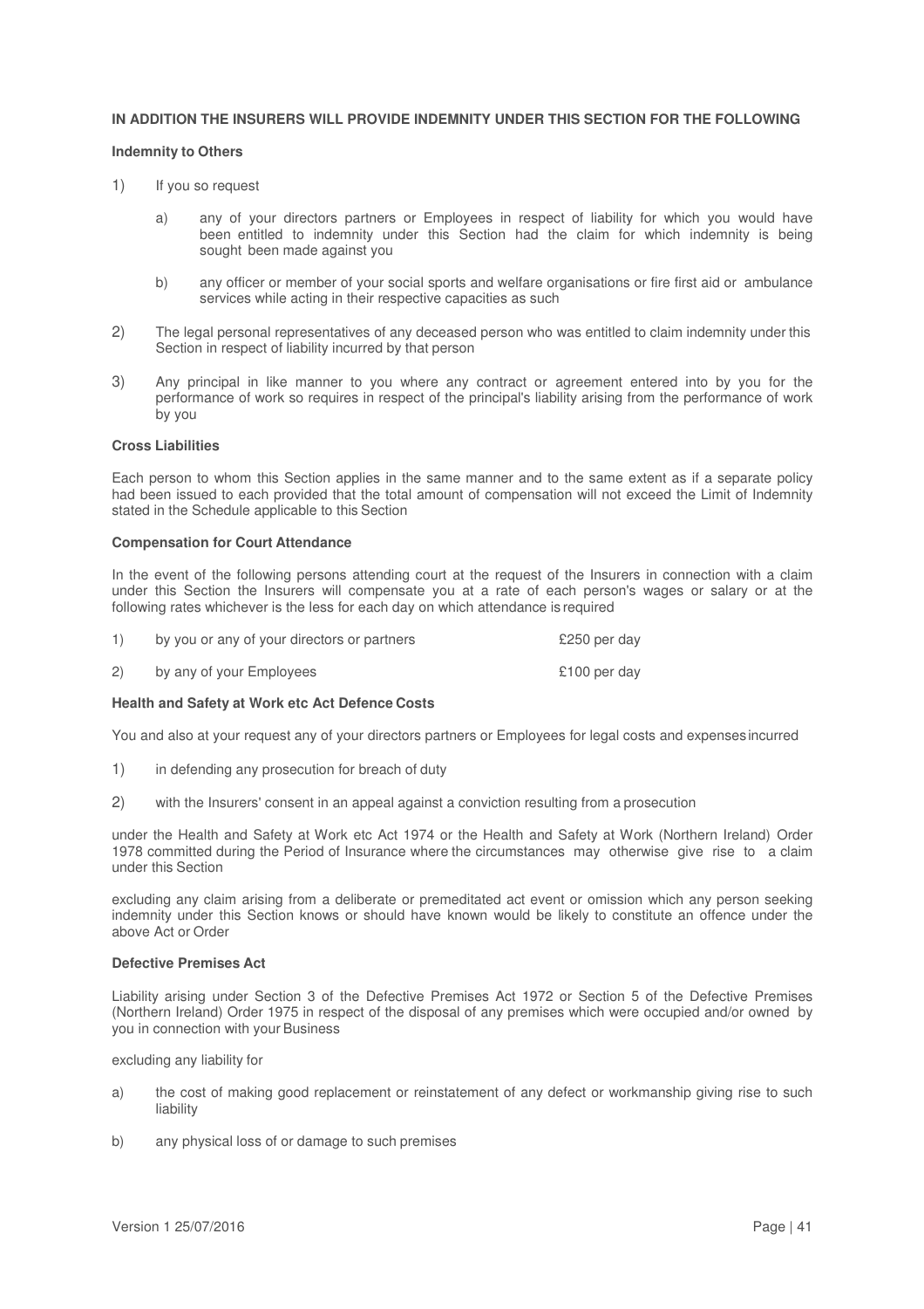**IN ADDITION THE INSURERS WILL PROVIDE INDEMNITY UNDER THIS SECTION FOR THE FOLLOWING**

**Indemnity to Others**

1) If you so request

   a) any of your directors partners or Employees in respect of liability for which you would have been entitled to indemnity under this Section had the claim for which indemnity is being sought been made against you

   b) any officer or member of your social sports and welfare organisations or fire first aid or ambulance services while acting in their respective capacities as such

2) The legal personal representatives of any deceased person who was entitled to claim indemnity under this Section in respect of liability incurred by that person

3) Any principal in like manner to you where any contract or agreement entered into by you for the performance of work so requires in respect of the principal's liability arising from the performance of work by you

**Cross Liabilities**

Each person to whom this Section applies in the same manner and to the same extent as if a separate policy had been issued to each provided that the total amount of compensation will not exceed the Limit of Indemnity stated in the Schedule applicable to this Section

**Compensation for Court Attendance**

In the event of the following persons attending court at the request of the Insurers in connection with a claim under this Section the Insurers will compensate you at a rate of each person's wages or salary or at the following rates whichever is the less for each day on which attendance is required

1) by you or any of your directors or partners — £250 per day

2) by any of your Employees — £100 per day

**Health and Safety at Work etc Act Defence Costs**

You and also at your request any of your directors partners or Employees for legal costs and expenses incurred

1) in defending any prosecution for breach of duty

2) with the Insurers' consent in an appeal against a conviction resulting from a prosecution

under the Health and Safety at Work etc Act 1974 or the Health and Safety at Work (Northern Ireland) Order 1978 committed during the Period of Insurance where the circumstances may otherwise give rise to a claim under this Section

excluding any claim arising from a deliberate or premeditated act event or omission which any person seeking indemnity under this Section knows or should have known would be likely to constitute an offence under the above Act or Order

**Defective Premises Act**

Liability arising under Section 3 of the Defective Premises Act 1972 or Section 5 of the Defective Premises (Northern Ireland) Order 1975 in respect of the disposal of any premises which were occupied and/or owned by you in connection with your Business

excluding any liability for

a) the cost of making good replacement or reinstatement of any defect or workmanship giving rise to such liability

b) any physical loss of or damage to such premises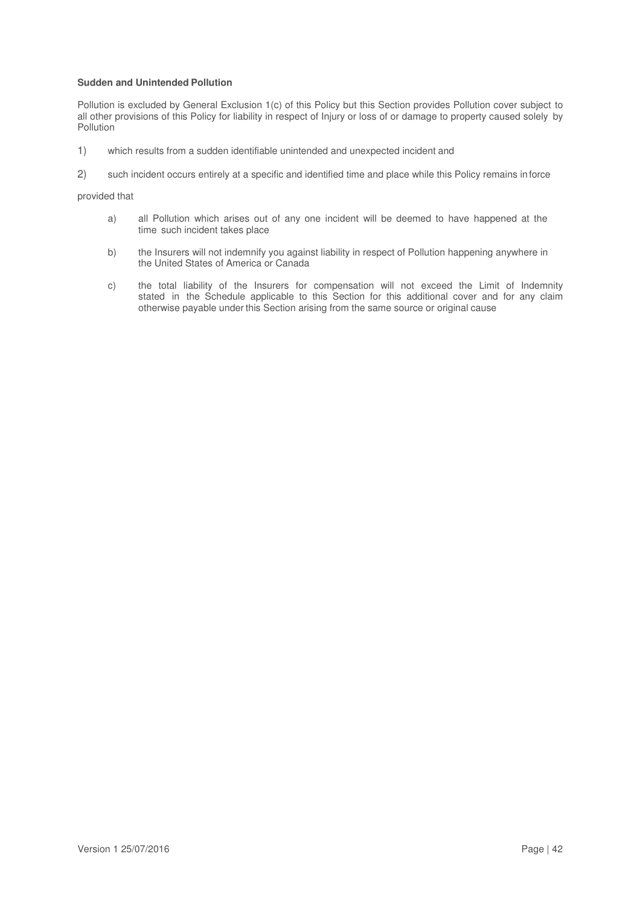**Sudden and Unintended Pollution**

Pollution is excluded by General Exclusion 1(c) of this Policy but this Section provides Pollution cover subject to all other provisions of this Policy for liability in respect of Injury or loss of or damage to property caused solely by Pollution

1) which results from a sudden identifiable unintended and unexpected incident and

2) such incident occurs entirely at a specific and identified time and place while this Policy remains in force

provided that

a) all Pollution which arises out of any one incident will be deemed to have happened at the time such incident takes place

b) the Insurers will not indemnify you against liability in respect of Pollution happening anywhere in the United States of America or Canada

c) the total liability of the Insurers for compensation will not exceed the Limit of Indemnity stated in the Schedule applicable to this Section for this additional cover and for any claim otherwise payable under this Section arising from the same source or original cause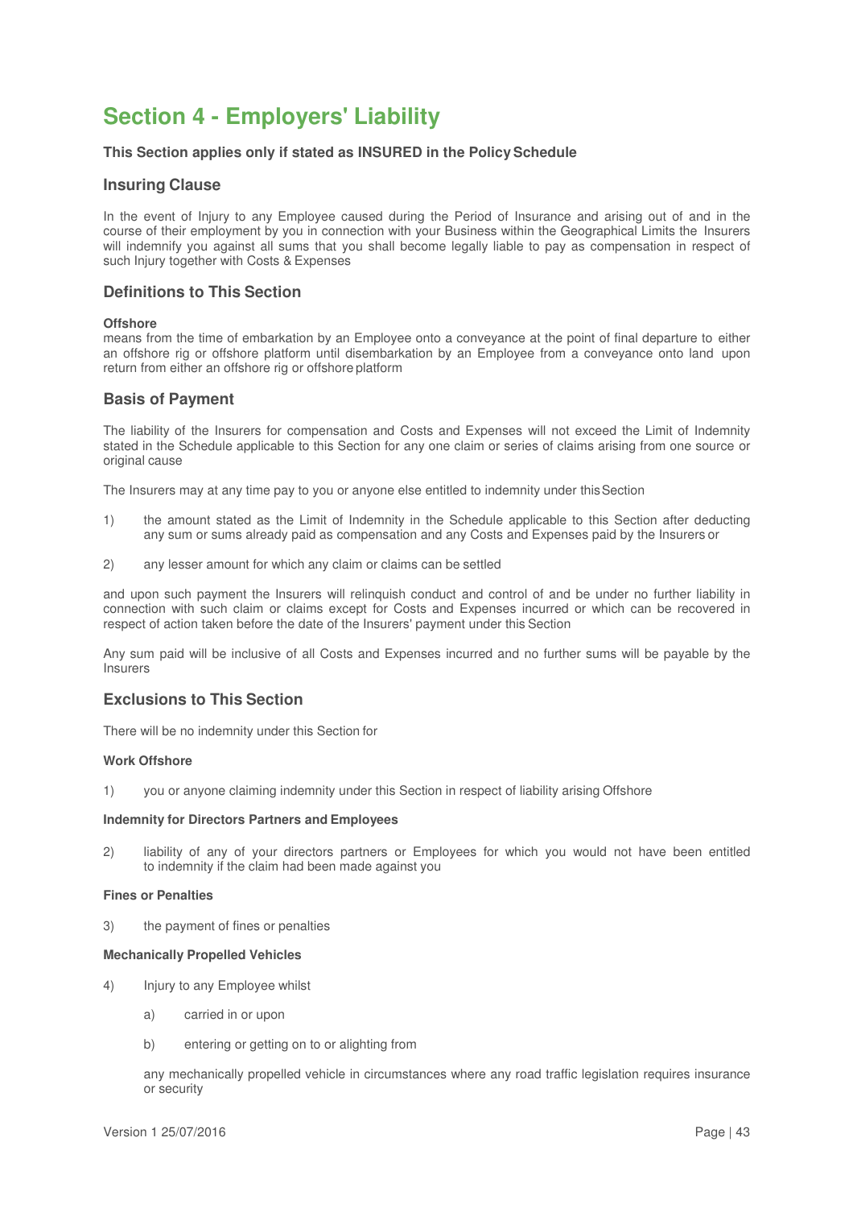# Section 4 - Employers' Liability

**This Section applies only if stated as INSURED in the Policy Schedule**

## Insuring Clause

In the event of Injury to any Employee caused during the Period of Insurance and arising out of and in the course of their employment by you in connection with your Business within the Geographical Limits the Insurers will indemnify you against all sums that you shall become legally liable to pay as compensation in respect of such Injury together with Costs & Expenses

## Definitions to This Section

**Offshore**
means from the time of embarkation by an Employee onto a conveyance at the point of final departure to either an offshore rig or offshore platform until disembarkation by an Employee from a conveyance onto land upon return from either an offshore rig or offshore platform

## Basis of Payment

The liability of the Insurers for compensation and Costs and Expenses will not exceed the Limit of Indemnity stated in the Schedule applicable to this Section for any one claim or series of claims arising from one source or original cause

The Insurers may at any time pay to you or anyone else entitled to indemnity under this Section

1) the amount stated as the Limit of Indemnity in the Schedule applicable to this Section after deducting any sum or sums already paid as compensation and any Costs and Expenses paid by the Insurers or

2) any lesser amount for which any claim or claims can be settled

and upon such payment the Insurers will relinquish conduct and control of and be under no further liability in connection with such claim or claims except for Costs and Expenses incurred or which can be recovered in respect of action taken before the date of the Insurers' payment under this Section

Any sum paid will be inclusive of all Costs and Expenses incurred and no further sums will be payable by the Insurers

## Exclusions to This Section

There will be no indemnity under this Section for

**Work Offshore**

1) you or anyone claiming indemnity under this Section in respect of liability arising Offshore

**Indemnity for Directors Partners and Employees**

2) liability of any of your directors partners or Employees for which you would not have been entitled to indemnity if the claim had been made against you

**Fines or Penalties**

3) the payment of fines or penalties

**Mechanically Propelled Vehicles**

4) Injury to any Employee whilst

   a) carried in or upon

   b) entering or getting on to or alighting from

   any mechanically propelled vehicle in circumstances where any road traffic legislation requires insurance or security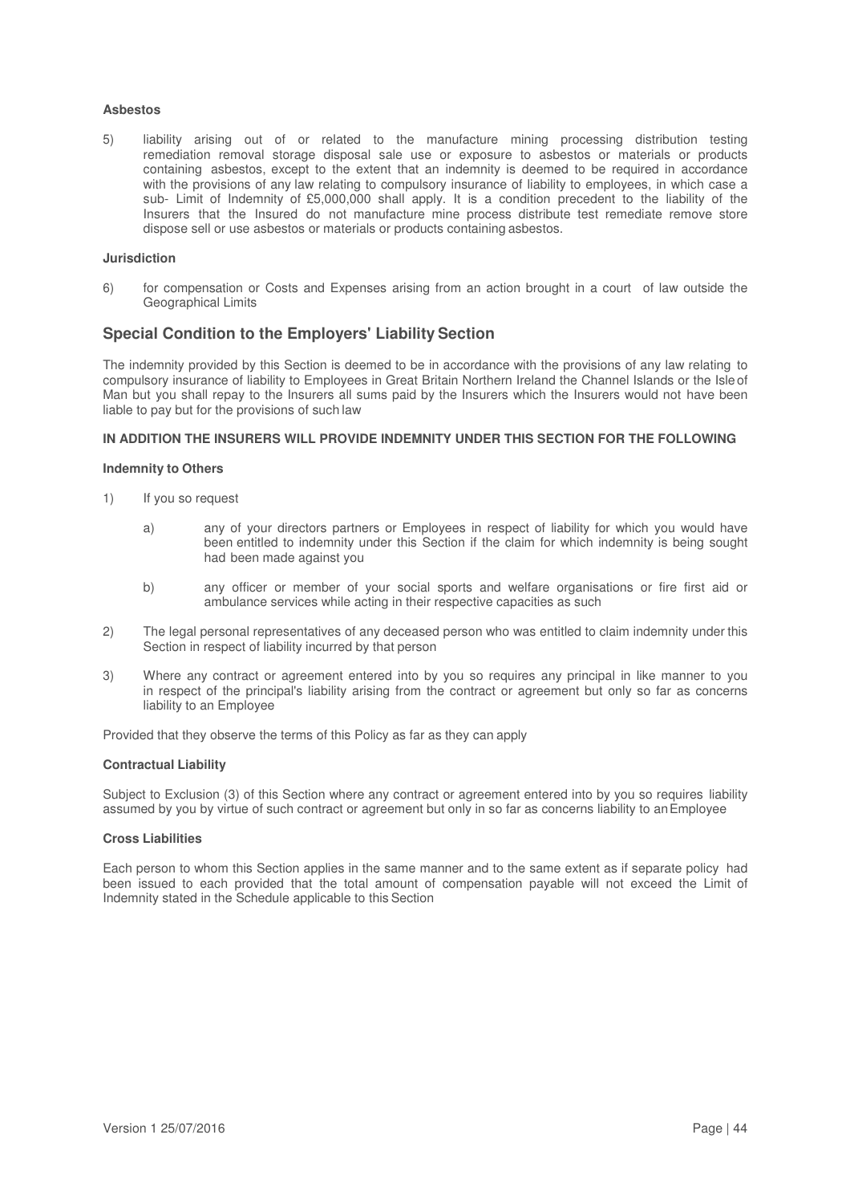**Asbestos**

5) liability arising out of or related to the manufacture mining processing distribution testing remediation removal storage disposal sale use or exposure to asbestos or materials or products containing asbestos, except to the extent that an indemnity is deemed to be required in accordance with the provisions of any law relating to compulsory insurance of liability to employees, in which case a sub- Limit of Indemnity of £5,000,000 shall apply. It is a condition precedent to the liability of the Insurers that the Insured do not manufacture mine process distribute test remediate remove store dispose sell or use asbestos or materials or products containing asbestos.

**Jurisdiction**

6) for compensation or Costs and Expenses arising from an action brought in a court of law outside the Geographical Limits

## Special Condition to the Employers' Liability Section

The indemnity provided by this Section is deemed to be in accordance with the provisions of any law relating to compulsory insurance of liability to Employees in Great Britain Northern Ireland the Channel Islands or the Isle of Man but you shall repay to the Insurers all sums paid by the Insurers which the Insurers would not have been liable to pay but for the provisions of such law

**IN ADDITION THE INSURERS WILL PROVIDE INDEMNITY UNDER THIS SECTION FOR THE FOLLOWING**

**Indemnity to Others**

1) If you so request

   a) any of your directors partners or Employees in respect of liability for which you would have been entitled to indemnity under this Section if the claim for which indemnity is being sought had been made against you

   b) any officer or member of your social sports and welfare organisations or fire first aid or ambulance services while acting in their respective capacities as such

2) The legal personal representatives of any deceased person who was entitled to claim indemnity under this Section in respect of liability incurred by that person

3) Where any contract or agreement entered into by you so requires any principal in like manner to you in respect of the principal's liability arising from the contract or agreement but only so far as concerns liability to an Employee

Provided that they observe the terms of this Policy as far as they can apply

**Contractual Liability**

Subject to Exclusion (3) of this Section where any contract or agreement entered into by you so requires liability assumed by you by virtue of such contract or agreement but only in so far as concerns liability to an Employee

**Cross Liabilities**

Each person to whom this Section applies in the same manner and to the same extent as if separate policy had been issued to each provided that the total amount of compensation payable will not exceed the Limit of Indemnity stated in the Schedule applicable to this Section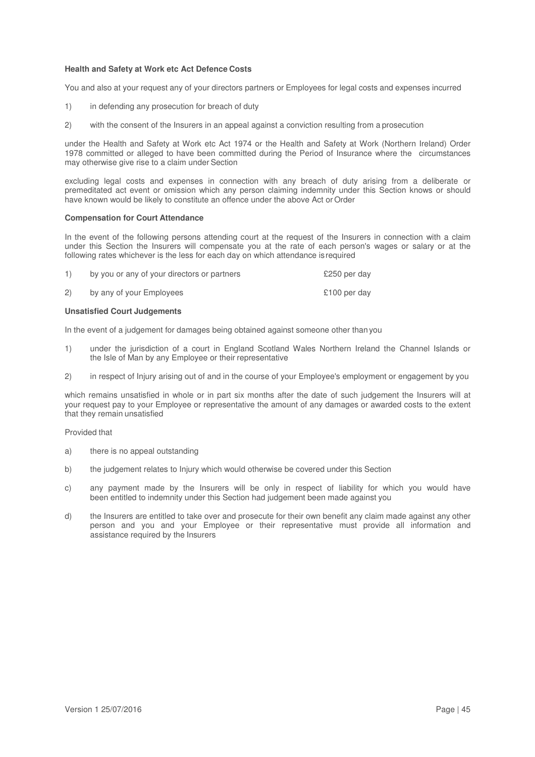**Health and Safety at Work etc Act Defence Costs**

You and also at your request any of your directors partners or Employees for legal costs and expenses incurred

1) in defending any prosecution for breach of duty

2) with the consent of the Insurers in an appeal against a conviction resulting from a prosecution

under the Health and Safety at Work etc Act 1974 or the Health and Safety at Work (Northern Ireland) Order 1978 committed or alleged to have been committed during the Period of Insurance where the circumstances may otherwise give rise to a claim under Section

excluding legal costs and expenses in connection with any breach of duty arising from a deliberate or premeditated act event or omission which any person claiming indemnity under this Section knows or should have known would be likely to constitute an offence under the above Act or Order

**Compensation for Court Attendance**

In the event of the following persons attending court at the request of the Insurers in connection with a claim under this Section the Insurers will compensate you at the rate of each person's wages or salary or at the following rates whichever is the less for each day on which attendance is required

| | | |
|---|---|---|
| 1) | by you or any of your directors or partners | £250 per day |
| 2) | by any of your Employees | £100 per day |

**Unsatisfied Court Judgements**

In the event of a judgement for damages being obtained against someone other than you

1) under the jurisdiction of a court in England Scotland Wales Northern Ireland the Channel Islands or the Isle of Man by any Employee or their representative

2) in respect of Injury arising out of and in the course of your Employee's employment or engagement by you

which remains unsatisfied in whole or in part six months after the date of such judgement the Insurers will at your request pay to your Employee or representative the amount of any damages or awarded costs to the extent that they remain unsatisfied

Provided that

a) there is no appeal outstanding

b) the judgement relates to Injury which would otherwise be covered under this Section

c) any payment made by the Insurers will be only in respect of liability for which you would have been entitled to indemnity under this Section had judgement been made against you

d) the Insurers are entitled to take over and prosecute for their own benefit any claim made against any other person and you and your Employee or their representative must provide all information and assistance required by the Insurers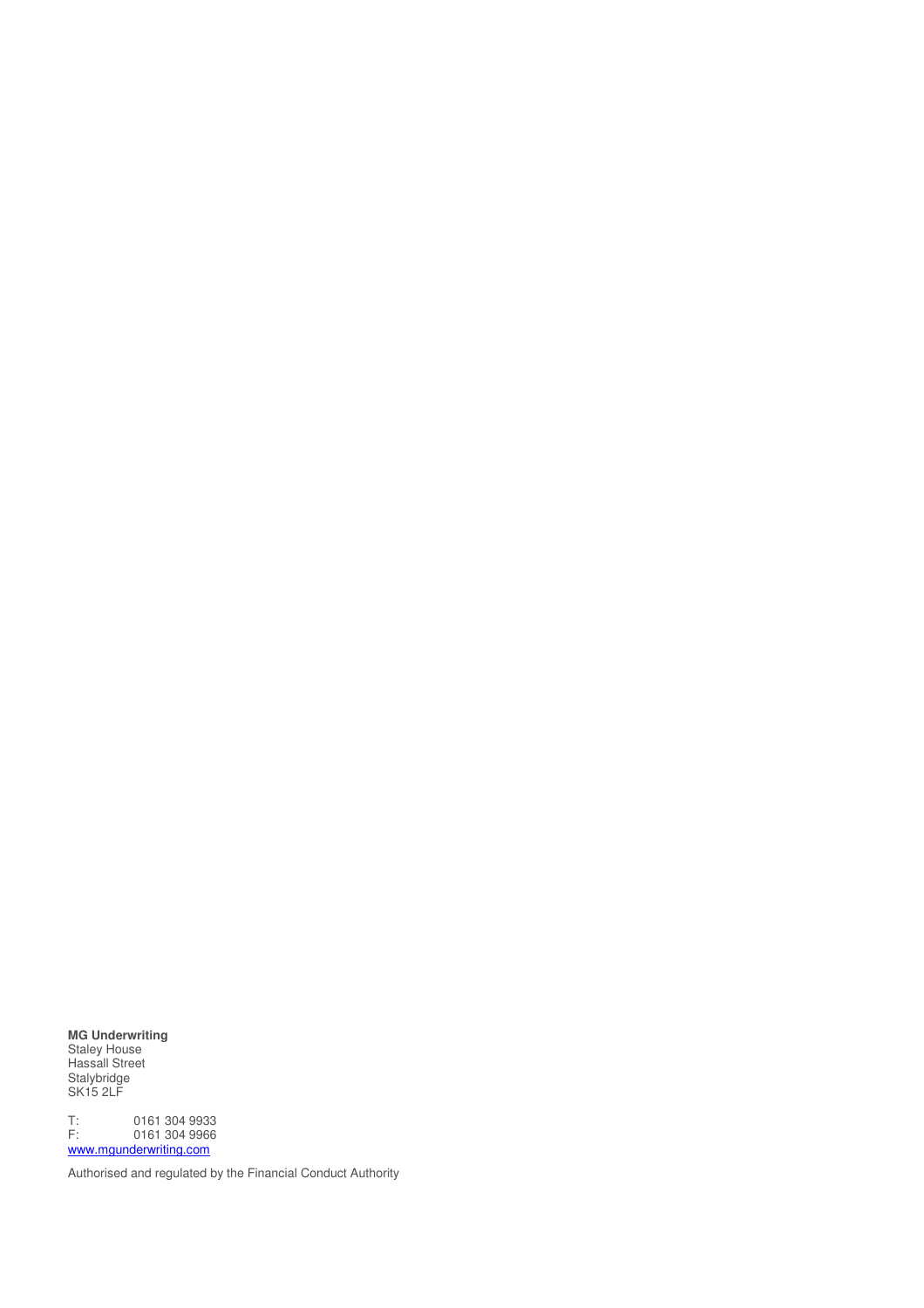**MG Underwriting**
Staley House
Hassall Street
Stalybridge
SK15 2LF

T: 0161 304 9933
F: 0161 304 9966
www.mgunderwriting.com

Authorised and regulated by the Financial Conduct Authority